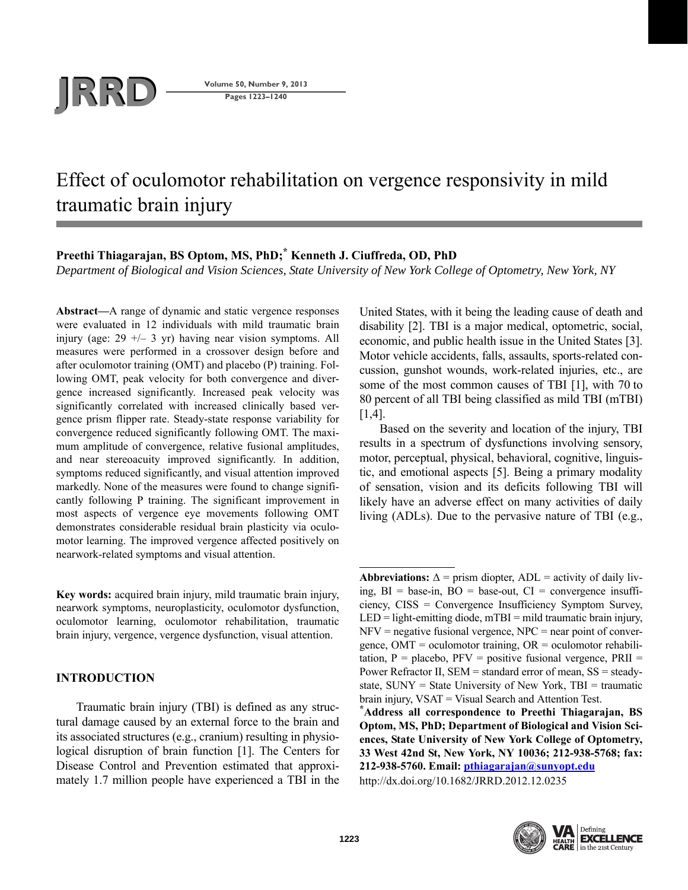# Effect of oculomotor rehabilitation on vergence responsivity in mild traumatic brain injury

**Preethi Thiagarajan, BS Optom, MS, PhD;* Kenneth J. Ciuffreda, OD, PhD**

*Department of Biological and Vision Sciences, State University of New York College of Optometry, New York, NY*

**Abstract**—A range of dynamic and static vergence responses were evaluated in 12 individuals with mild traumatic brain injury (age: 29 +/– 3 yr) having near vision symptoms. All measures were performed in a crossover design before and after oculomotor training (OMT) and placebo (P) training. Following OMT, peak velocity for both convergence and divergence increased significantly. Increased peak velocity was significantly correlated with increased clinically based vergence prism flipper rate. Steady-state response variability for convergence reduced significantly following OMT. The maximum amplitude of convergence, relative fusional amplitudes, and near stereoacuity improved significantly. In addition, symptoms reduced significantly, and visual attention improved markedly. None of the measures were found to change significantly following P training. The significant improvement in most aspects of vergence eye movements following OMT demonstrates considerable residual brain plasticity via oculomotor learning. The improved vergence affected positively on nearwork-related symptoms and visual attention.

**Key words:** acquired brain injury, mild traumatic brain injury, nearwork symptoms, neuroplasticity, oculomotor dysfunction, oculomotor learning, oculomotor rehabilitation, traumatic brain injury, vergence, vergence dysfunction, visual attention.

## INTRODUCTION

Traumatic brain injury (TBI) is defined as any structural damage caused by an external force to the brain and its associated structures (e.g., cranium) resulting in physiological disruption of brain function [1]. The Centers for Disease Control and Prevention estimated that approximately 1.7 million people have experienced a TBI in the United States, with it being the leading cause of death and disability [2]. TBI is a major medical, optometric, social, economic, and public health issue in the United States [3]. Motor vehicle accidents, falls, assaults, sports-related concussion, gunshot wounds, work-related injuries, etc., are some of the most common causes of TBI [1], with 70 to 80 percent of all TBI being classified as mild TBI (mTBI) [1,4].

Based on the severity and location of the injury, TBI results in a spectrum of dysfunctions involving sensory, motor, perceptual, physical, behavioral, cognitive, linguistic, and emotional aspects [5]. Being a primary modality of sensation, vision and its deficits following TBI will likely have an adverse effect on many activities of daily living (ADLs). Due to the pervasive nature of TBI (e.g.,

---

**Abbreviations:** Δ = prism diopter, ADL = activity of daily living, BI = base-in, BO = base-out, CI = convergence insufficiency, CISS = Convergence Insufficiency Symptom Survey, LED = light-emitting diode, mTBI = mild traumatic brain injury, NFV = negative fusional vergence, NPC = near point of convergence, OMT = oculomotor training, OR = oculomotor rehabilitation, P = placebo, PFV = positive fusional vergence, PRII = Power Refractor II, SEM = standard error of mean, SS = steady-state, SUNY = State University of New York, TBI = traumatic brain injury, VSAT = Visual Search and Attention Test.

***Address all correspondence to Preethi Thiagarajan, BS Optom, MS, PhD; Department of Biological and Vision Sciences, State University of New York College of Optometry, 33 West 42nd St, New York, NY 10036; 212-938-5768; fax: 212-938-5760. Email: pthiagarajan@sunyopt.edu**

http://dx.doi.org/10.1682/JRRD.2012.12.0235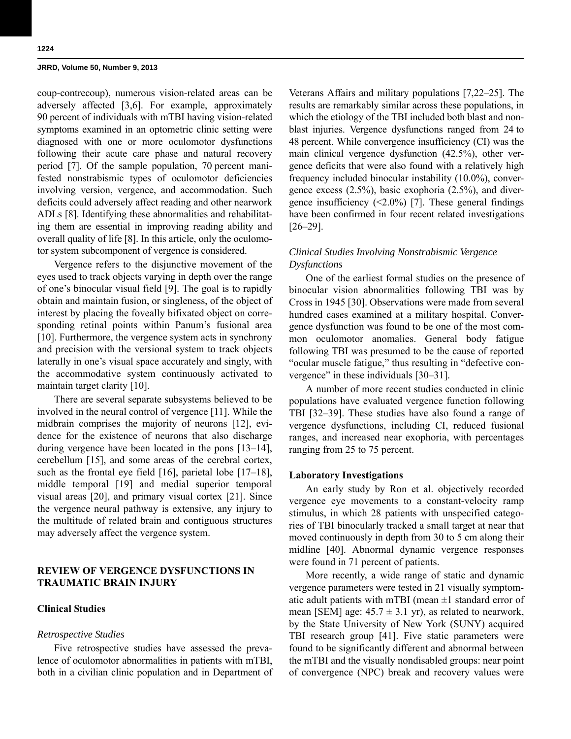coup-contrecoup), numerous vision-related areas can be adversely affected [3,6]. For example, approximately 90 percent of individuals with mTBI having vision-related symptoms examined in an optometric clinic setting were diagnosed with one or more oculomotor dysfunctions following their acute care phase and natural recovery period [7]. Of the sample population, 70 percent manifested nonstrabismic types of oculomotor deficiencies involving version, vergence, and accommodation. Such deficits could adversely affect reading and other nearwork ADLs [8]. Identifying these abnormalities and rehabilitating them are essential in improving reading ability and overall quality of life [8]. In this article, only the oculomotor system subcomponent of vergence is considered.

Vergence refers to the disjunctive movement of the eyes used to track objects varying in depth over the range of one's binocular visual field [9]. The goal is to rapidly obtain and maintain fusion, or singleness, of the object of interest by placing the foveally bifixated object on corresponding retinal points within Panum's fusional area [10]. Furthermore, the vergence system acts in synchrony and precision with the versional system to track objects laterally in one's visual space accurately and singly, with the accommodative system continuously activated to maintain target clarity [10].

There are several separate subsystems believed to be involved in the neural control of vergence [11]. While the midbrain comprises the majority of neurons [12], evidence for the existence of neurons that also discharge during vergence have been located in the pons [13–14], cerebellum [15], and some areas of the cerebral cortex, such as the frontal eye field [16], parietal lobe [17–18], middle temporal [19] and medial superior temporal visual areas [20], and primary visual cortex [21]. Since the vergence neural pathway is extensive, any injury to the multitude of related brain and contiguous structures may adversely affect the vergence system.

## REVIEW OF VERGENCE DYSFUNCTIONS IN TRAUMATIC BRAIN INJURY

### Clinical Studies

#### *Retrospective Studies*

Five retrospective studies have assessed the prevalence of oculomotor abnormalities in patients with mTBI, both in a civilian clinic population and in Department of Veterans Affairs and military populations [7,22–25]. The results are remarkably similar across these populations, in which the etiology of the TBI included both blast and nonblast injuries. Vergence dysfunctions ranged from 24 to 48 percent. While convergence insufficiency (CI) was the main clinical vergence dysfunction (42.5%), other vergence deficits that were also found with a relatively high frequency included binocular instability (10.0%), convergence excess (2.5%), basic exophoria (2.5%), and divergence insufficiency (<2.0%) [7]. These general findings have been confirmed in four recent related investigations [26–29].

#### *Clinical Studies Involving Nonstrabismic Vergence Dysfunctions*

One of the earliest formal studies on the presence of binocular vision abnormalities following TBI was by Cross in 1945 [30]. Observations were made from several hundred cases examined at a military hospital. Convergence dysfunction was found to be one of the most common oculomotor anomalies. General body fatigue following TBI was presumed to be the cause of reported "ocular muscle fatigue," thus resulting in "defective convergence" in these individuals [30–31].

A number of more recent studies conducted in clinic populations have evaluated vergence function following TBI [32–39]. These studies have also found a range of vergence dysfunctions, including CI, reduced fusional ranges, and increased near exophoria, with percentages ranging from 25 to 75 percent.

### Laboratory Investigations

An early study by Ron et al. objectively recorded vergence eye movements to a constant-velocity ramp stimulus, in which 28 patients with unspecified categories of TBI binocularly tracked a small target at near that moved continuously in depth from 30 to 5 cm along their midline [40]. Abnormal dynamic vergence responses were found in 71 percent of patients.

More recently, a wide range of static and dynamic vergence parameters were tested in 21 visually symptomatic adult patients with mTBI (mean ±1 standard error of mean [SEM] age: 45.7 ± 3.1 yr), as related to nearwork, by the State University of New York (SUNY) acquired TBI research group [41]. Five static parameters were found to be significantly different and abnormal between the mTBI and the visually nondisabled groups: near point of convergence (NPC) break and recovery values were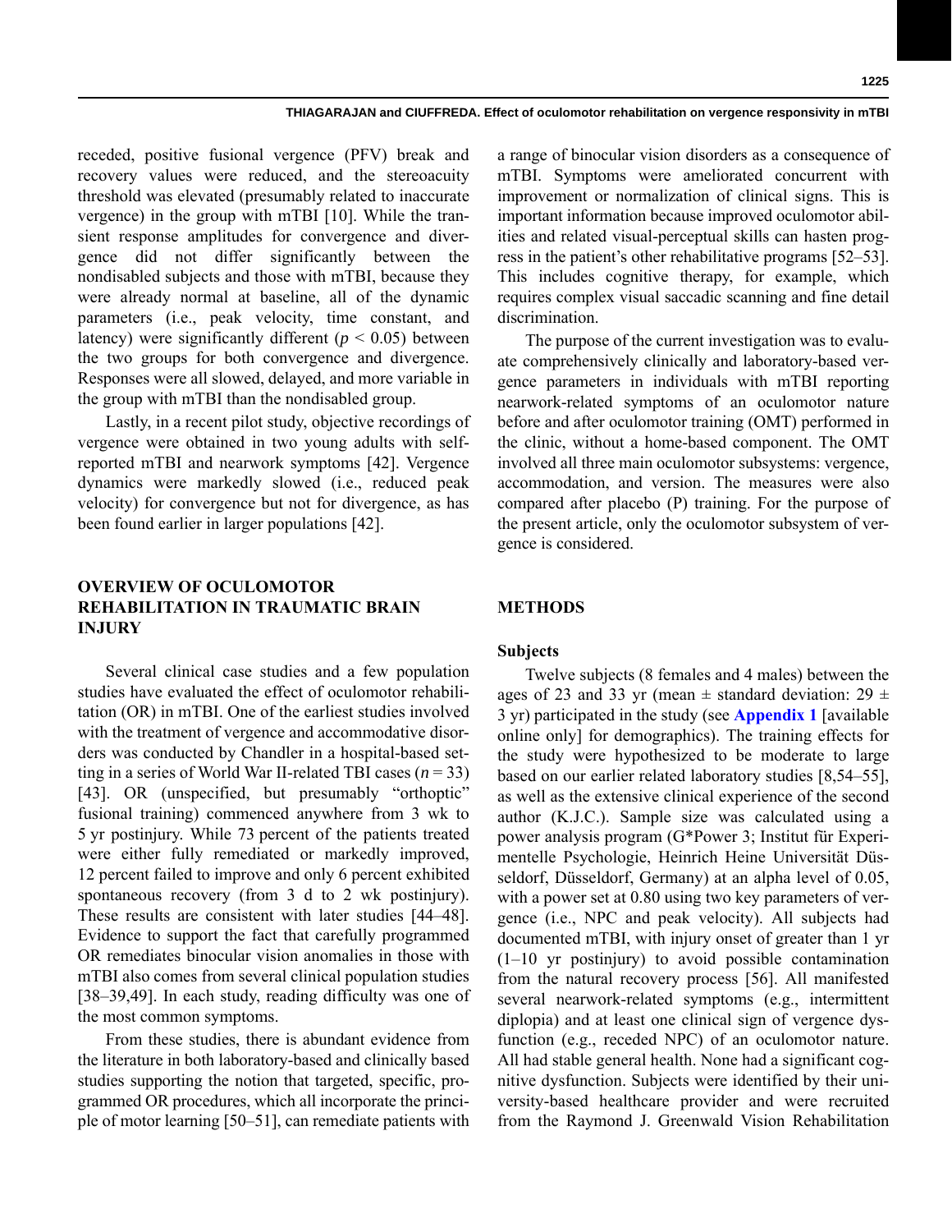receded, positive fusional vergence (PFV) break and recovery values were reduced, and the stereoacuity threshold was elevated (presumably related to inaccurate vergence) in the group with mTBI [10]. While the transient response amplitudes for convergence and divergence did not differ significantly between the nondisabled subjects and those with mTBI, because they were already normal at baseline, all of the dynamic parameters (i.e., peak velocity, time constant, and latency) were significantly different ($p < 0.05$) between the two groups for both convergence and divergence. Responses were all slowed, delayed, and more variable in the group with mTBI than the nondisabled group.

Lastly, in a recent pilot study, objective recordings of vergence were obtained in two young adults with self-reported mTBI and nearwork symptoms [42]. Vergence dynamics were markedly slowed (i.e., reduced peak velocity) for convergence but not for divergence, as has been found earlier in larger populations [42].

## OVERVIEW OF OCULOMOTOR REHABILITATION IN TRAUMATIC BRAIN INJURY

Several clinical case studies and a few population studies have evaluated the effect of oculomotor rehabilitation (OR) in mTBI. One of the earliest studies involved with the treatment of vergence and accommodative disorders was conducted by Chandler in a hospital-based setting in a series of World War II-related TBI cases ($n = 33$) [43]. OR (unspecified, but presumably "orthoptic" fusional training) commenced anywhere from 3 wk to 5 yr postinjury. While 73 percent of the patients treated were either fully remediated or markedly improved, 12 percent failed to improve and only 6 percent exhibited spontaneous recovery (from 3 d to 2 wk postinjury). These results are consistent with later studies [44–48]. Evidence to support the fact that carefully programmed OR remediates binocular vision anomalies in those with mTBI also comes from several clinical population studies [38–39,49]. In each study, reading difficulty was one of the most common symptoms.

From these studies, there is abundant evidence from the literature in both laboratory-based and clinically based studies supporting the notion that targeted, specific, programmed OR procedures, which all incorporate the principle of motor learning [50–51], can remediate patients with a range of binocular vision disorders as a consequence of mTBI. Symptoms were ameliorated concurrent with improvement or normalization of clinical signs. This is important information because improved oculomotor abilities and related visual-perceptual skills can hasten progress in the patient's other rehabilitative programs [52–53]. This includes cognitive therapy, for example, which requires complex visual saccadic scanning and fine detail discrimination.

The purpose of the current investigation was to evaluate comprehensively clinically and laboratory-based vergence parameters in individuals with mTBI reporting nearwork-related symptoms of an oculomotor nature before and after oculomotor training (OMT) performed in the clinic, without a home-based component. The OMT involved all three main oculomotor subsystems: vergence, accommodation, and version. The measures were also compared after placebo (P) training. For the purpose of the present article, only the oculomotor subsystem of vergence is considered.

## METHODS

### Subjects

Twelve subjects (8 females and 4 males) between the ages of 23 and 33 yr (mean ± standard deviation: 29 ± 3 yr) participated in the study (see **Appendix 1** [available online only] for demographics). The training effects for the study were hypothesized to be moderate to large based on our earlier related laboratory studies [8,54–55], as well as the extensive clinical experience of the second author (K.J.C.). Sample size was calculated using a power analysis program (G*Power 3; Institut für Experimentelle Psychologie, Heinrich Heine Universität Düsseldorf, Düsseldorf, Germany) at an alpha level of 0.05, with a power set at 0.80 using two key parameters of vergence (i.e., NPC and peak velocity). All subjects had documented mTBI, with injury onset of greater than 1 yr (1–10 yr postinjury) to avoid possible contamination from the natural recovery process [56]. All manifested several nearwork-related symptoms (e.g., intermittent diplopia) and at least one clinical sign of vergence dysfunction (e.g., receded NPC) of an oculomotor nature. All had stable general health. None had a significant cognitive dysfunction. Subjects were identified by their university-based healthcare provider and were recruited from the Raymond J. Greenwald Vision Rehabilitation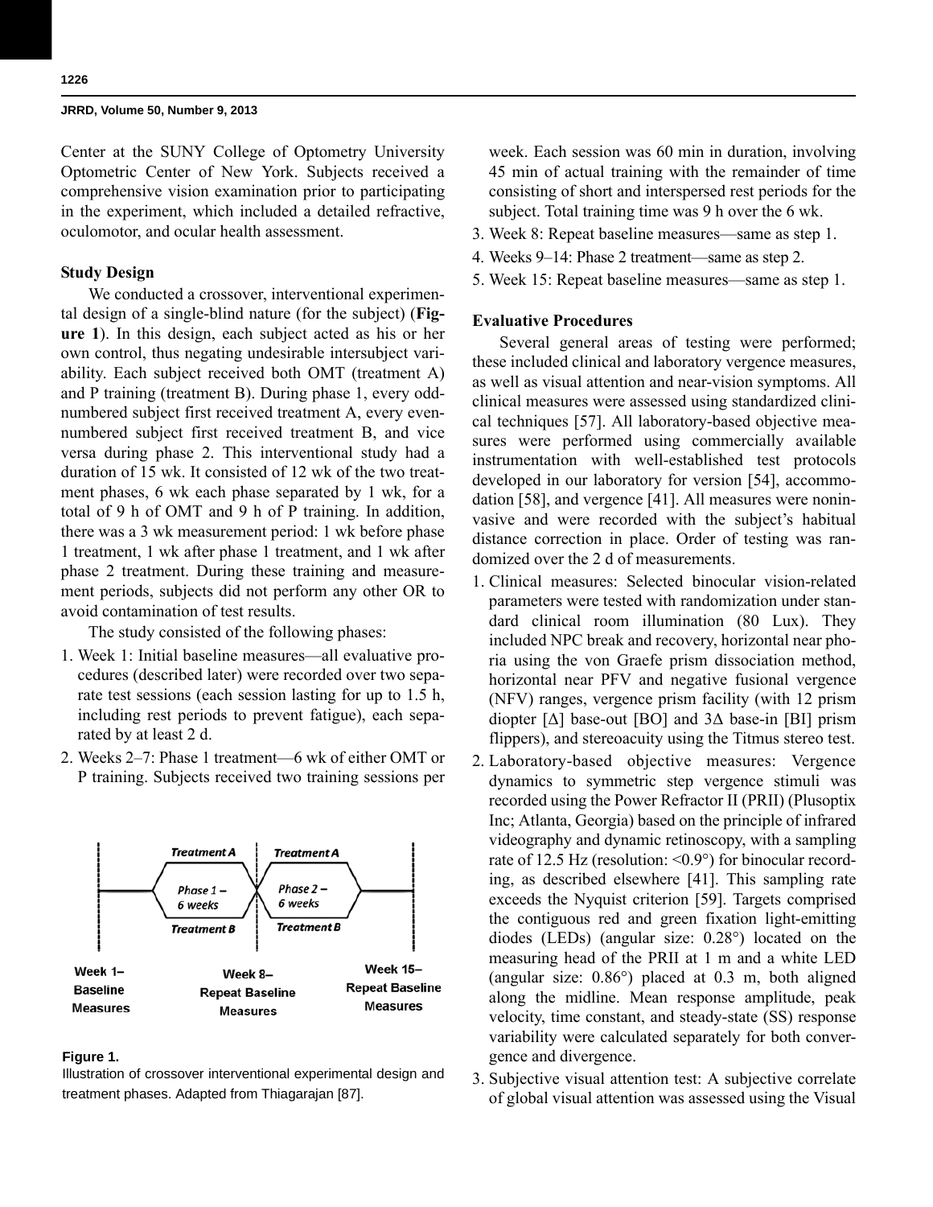Center at the SUNY College of Optometry University Optometric Center of New York. Subjects received a comprehensive vision examination prior to participating in the experiment, which included a detailed refractive, oculomotor, and ocular health assessment.

### Study Design

We conducted a crossover, interventional experimental design of a single-blind nature (for the subject) (**Figure 1**). In this design, each subject acted as his or her own control, thus negating undesirable intersubject variability. Each subject received both OMT (treatment A) and P training (treatment B). During phase 1, every odd-numbered subject first received treatment A, every even-numbered subject first received treatment B, and vice versa during phase 2. This interventional study had a duration of 15 wk. It consisted of 12 wk of the two treatment phases, 6 wk each phase separated by 1 wk, for a total of 9 h of OMT and 9 h of P training. In addition, there was a 3 wk measurement period: 1 wk before phase 1 treatment, 1 wk after phase 1 treatment, and 1 wk after phase 2 treatment. During these training and measurement periods, subjects did not perform any other OR to avoid contamination of test results.

The study consisted of the following phases:

1. Week 1: Initial baseline measures—all evaluative procedures (described later) were recorded over two separate test sessions (each session lasting for up to 1.5 h, including rest periods to prevent fatigue), each separated by at least 2 d.
2. Weeks 2–7: Phase 1 treatment—6 wk of either OMT or P training. Subjects received two training sessions per week. Each session was 60 min in duration, involving 45 min of actual training with the remainder of time consisting of short and interspersed rest periods for the subject. Total training time was 9 h over the 6 wk.
3. Week 8: Repeat baseline measures—same as step 1.
4. Weeks 9–14: Phase 2 treatment—same as step 2.
5. Week 15: Repeat baseline measures—same as step 1.

Treatment A | Treatment A
Phase 1 – 6 weeks | Phase 2 – 6 weeks
Treatment B | Treatment B

Week 1– Baseline Measures | Week 8– Repeat Baseline Measures | Week 15– Repeat Baseline Measures

**Figure 1.**
Illustration of crossover interventional experimental design and treatment phases. Adapted from Thiagarajan [87].

### Evaluative Procedures

Several general areas of testing were performed; these included clinical and laboratory vergence measures, as well as visual attention and near-vision symptoms. All clinical measures were assessed using standardized clinical techniques [57]. All laboratory-based objective measures were performed using commercially available instrumentation with well-established test protocols developed in our laboratory for version [54], accommodation [58], and vergence [41]. All measures were noninvasive and were recorded with the subject's habitual distance correction in place. Order of testing was randomized over the 2 d of measurements.

1. Clinical measures: Selected binocular vision-related parameters were tested with randomization under standard clinical room illumination (80 Lux). They included NPC break and recovery, horizontal near phoria using the von Graefe prism dissociation method, horizontal near PFV and negative fusional vergence (NFV) ranges, vergence prism facility (with 12 prism diopter [Δ] base-out [BO] and 3Δ base-in [BI] prism flippers), and stereoacuity using the Titmus stereo test.
2. Laboratory-based objective measures: Vergence dynamics to symmetric step vergence stimuli was recorded using the Power Refractor II (PRII) (Plusoptix Inc; Atlanta, Georgia) based on the principle of infrared videography and dynamic retinoscopy, with a sampling rate of 12.5 Hz (resolution: <0.9°) for binocular recording, as described elsewhere [41]. This sampling rate exceeds the Nyquist criterion [59]. Targets comprised the contiguous red and green fixation light-emitting diodes (LEDs) (angular size: 0.28°) located on the measuring head of the PRII at 1 m and a white LED (angular size: 0.86°) placed at 0.3 m, both aligned along the midline. Mean response amplitude, peak velocity, time constant, and steady-state (SS) response variability were calculated separately for both convergence and divergence.
3. Subjective visual attention test: A subjective correlate of global visual attention was assessed using the Visual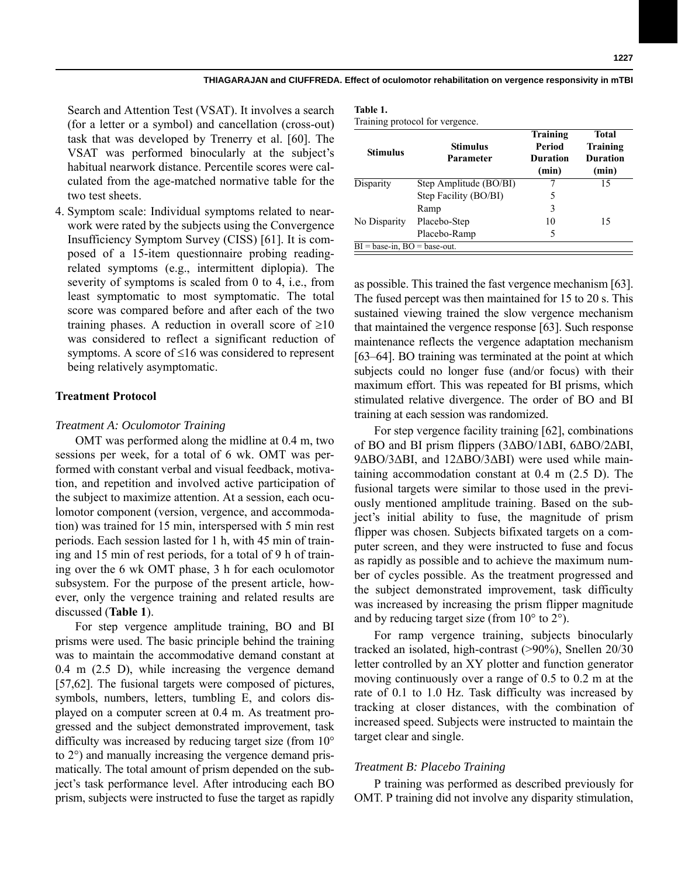Search and Attention Test (VSAT). It involves a search (for a letter or a symbol) and cancellation (cross-out) task that was developed by Trenerry et al. [60]. The VSAT was performed binocularly at the subject's habitual nearwork distance. Percentile scores were calculated from the age-matched normative table for the two test sheets.

4. Symptom scale: Individual symptoms related to nearwork were rated by the subjects using the Convergence Insufficiency Symptom Survey (CISS) [61]. It is composed of a 15-item questionnaire probing reading-related symptoms (e.g., intermittent diplopia). The severity of symptoms is scaled from 0 to 4, i.e., from least symptomatic to most symptomatic. The total score was compared before and after each of the two training phases. A reduction in overall score of ≥10 was considered to reflect a significant reduction of symptoms. A score of ≤16 was considered to represent being relatively asymptomatic.

### Treatment Protocol

*Treatment A: Oculomotor Training*

OMT was performed along the midline at 0.4 m, two sessions per week, for a total of 6 wk. OMT was performed with constant verbal and visual feedback, motivation, and repetition and involved active participation of the subject to maximize attention. At a session, each oculomotor component (version, vergence, and accommodation) was trained for 15 min, interspersed with 5 min rest periods. Each session lasted for 1 h, with 45 min of training and 15 min of rest periods, for a total of 9 h of training over the 6 wk OMT phase, 3 h for each oculomotor subsystem. For the purpose of the present article, however, only the vergence training and related results are discussed (**Table 1**).

**Table 1.**
Training protocol for vergence.

| Stimulus | Stimulus Parameter | Training Period Duration (min) | Total Training Duration (min) |
|---|---|---|---|
| Disparity | Step Amplitude (BO/BI) | 7 | 15 |
| | Step Facility (BO/BI) | 5 | |
| | Ramp | 3 | |
| No Disparity | Placebo-Step | 10 | 15 |
| | Placebo-Ramp | 5 | |

BI = base-in, BO = base-out.

For step vergence amplitude training, BO and BI prisms were used. The basic principle behind the training was to maintain the accommodative demand constant at 0.4 m (2.5 D), while increasing the vergence demand [57,62]. The fusional targets were composed of pictures, symbols, numbers, letters, tumbling E, and colors displayed on a computer screen at 0.4 m. As treatment progressed and the subject demonstrated improvement, task difficulty was increased by reducing target size (from 10° to 2°) and manually increasing the vergence demand prismatically. The total amount of prism depended on the subject's task performance level. After introducing each BO prism, subjects were instructed to fuse the target as rapidly as possible. This trained the fast vergence mechanism [63]. The fused percept was then maintained for 15 to 20 s. This sustained viewing trained the slow vergence mechanism that maintained the vergence response [63]. Such response maintenance reflects the vergence adaptation mechanism [63–64]. BO training was terminated at the point at which subjects could no longer fuse (and/or focus) with their maximum effort. This was repeated for BI prisms, which stimulated relative divergence. The order of BO and BI training at each session was randomized.

For step vergence facility training [62], combinations of BO and BI prism flippers (3ΔBO/1ΔBI, 6ΔBO/2ΔBI, 9ΔBO/3ΔBI, and 12ΔBO/3ΔBI) were used while maintaining accommodation constant at 0.4 m (2.5 D). The fusional targets were similar to those used in the previously mentioned amplitude training. Based on the subject's initial ability to fuse, the magnitude of prism flipper was chosen. Subjects bifixated targets on a computer screen, and they were instructed to fuse and focus as rapidly as possible and to achieve the maximum number of cycles possible. As the treatment progressed and the subject demonstrated improvement, task difficulty was increased by increasing the prism flipper magnitude and by reducing target size (from 10° to 2°).

For ramp vergence training, subjects binocularly tracked an isolated, high-contrast (>90%), Snellen 20/30 letter controlled by an XY plotter and function generator moving continuously over a range of 0.5 to 0.2 m at the rate of 0.1 to 1.0 Hz. Task difficulty was increased by tracking at closer distances, with the combination of increased speed. Subjects were instructed to maintain the target clear and single.

*Treatment B: Placebo Training*

P training was performed as described previously for OMT. P training did not involve any disparity stimulation,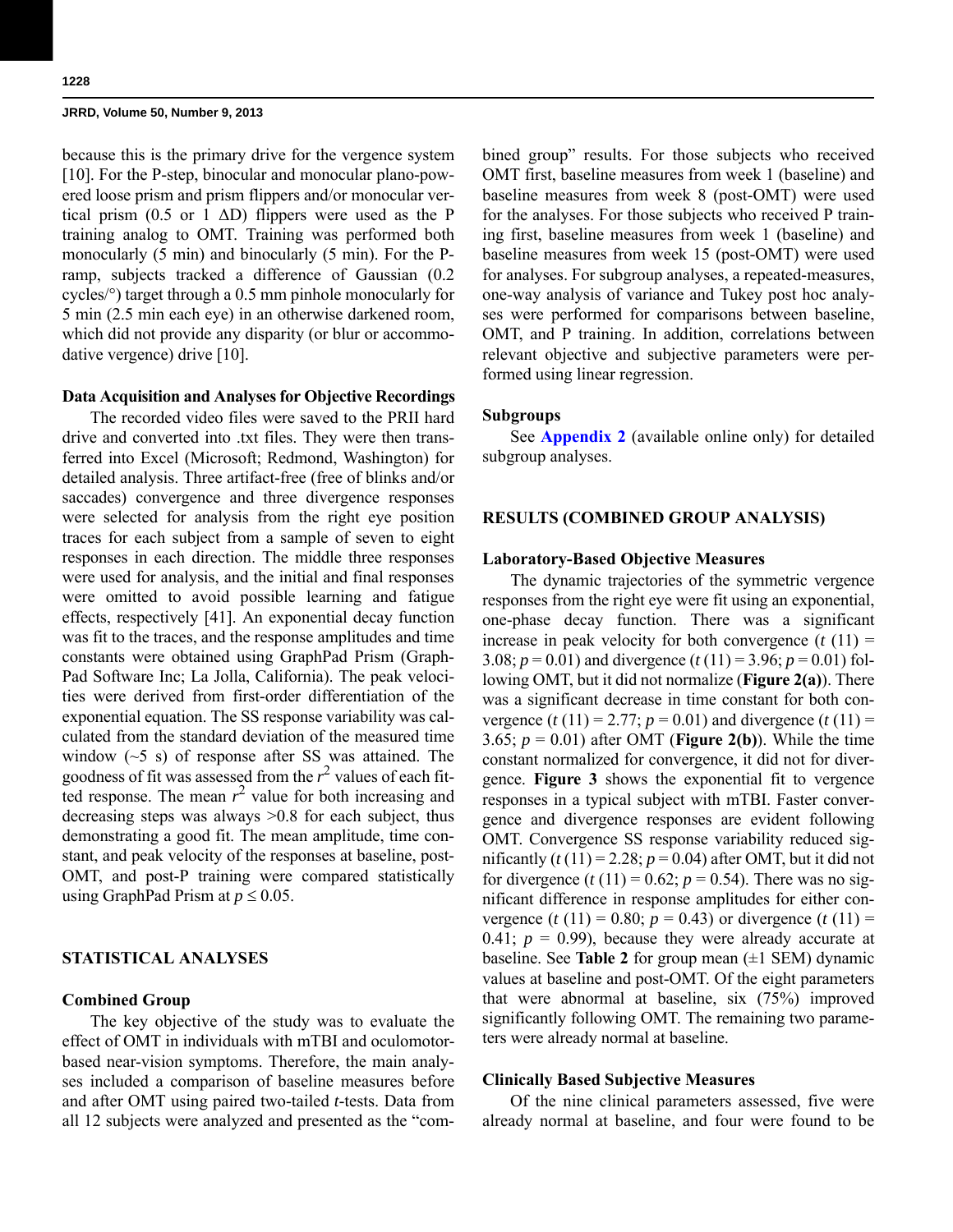because this is the primary drive for the vergence system [10]. For the P-step, binocular and monocular plano-powered loose prism and prism flippers and/or monocular vertical prism (0.5 or 1 ΔD) flippers were used as the P training analog to OMT. Training was performed both monocularly (5 min) and binocularly (5 min). For the P-ramp, subjects tracked a difference of Gaussian (0.2 cycles/°) target through a 0.5 mm pinhole monocularly for 5 min (2.5 min each eye) in an otherwise darkened room, which did not provide any disparity (or blur or accommodative vergence) drive [10].

### Data Acquisition and Analyses for Objective Recordings

The recorded video files were saved to the PRII hard drive and converted into .txt files. They were then transferred into Excel (Microsoft; Redmond, Washington) for detailed analysis. Three artifact-free (free of blinks and/or saccades) convergence and three divergence responses were selected for analysis from the right eye position traces for each subject from a sample of seven to eight responses in each direction. The middle three responses were used for analysis, and the initial and final responses were omitted to avoid possible learning and fatigue effects, respectively [41]. An exponential decay function was fit to the traces, and the response amplitudes and time constants were obtained using GraphPad Prism (GraphPad Software Inc; La Jolla, California). The peak velocities were derived from first-order differentiation of the exponential equation. The SS response variability was calculated from the standard deviation of the measured time window (~5 s) of response after SS was attained. The goodness of fit was assessed from the $r^2$ values of each fitted response. The mean $r^2$ value for both increasing and decreasing steps was always >0.8 for each subject, thus demonstrating a good fit. The mean amplitude, time constant, and peak velocity of the responses at baseline, post-OMT, and post-P training were compared statistically using GraphPad Prism at $p \leq 0.05$.

## STATISTICAL ANALYSES

### Combined Group

The key objective of the study was to evaluate the effect of OMT in individuals with mTBI and oculomotor-based near-vision symptoms. Therefore, the main analyses included a comparison of baseline measures before and after OMT using paired two-tailed *t*-tests. Data from all 12 subjects were analyzed and presented as the "combined group" results. For those subjects who received OMT first, baseline measures from week 1 (baseline) and baseline measures from week 8 (post-OMT) were used for the analyses. For those subjects who received P training first, baseline measures from week 1 (baseline) and baseline measures from week 15 (post-OMT) were used for analyses. For subgroup analyses, a repeated-measures, one-way analysis of variance and Tukey post hoc analyses were performed for comparisons between baseline, OMT, and P training. In addition, correlations between relevant objective and subjective parameters were performed using linear regression.

### Subgroups

See **Appendix 2** (available online only) for detailed subgroup analyses.

## RESULTS (COMBINED GROUP ANALYSIS)

### Laboratory-Based Objective Measures

The dynamic trajectories of the symmetric vergence responses from the right eye were fit using an exponential, one-phase decay function. There was a significant increase in peak velocity for both convergence ($t$ (11) = 3.08; $p$ = 0.01) and divergence ($t$ (11) = 3.96; $p$ = 0.01) following OMT, but it did not normalize (**Figure 2(a)**). There was a significant decrease in time constant for both convergence ($t$ (11) = 2.77; $p$ = 0.01) and divergence ($t$ (11) = 3.65; $p$ = 0.01) after OMT (**Figure 2(b)**). While the time constant normalized for convergence, it did not for divergence. **Figure 3** shows the exponential fit to vergence responses in a typical subject with mTBI. Faster convergence and divergence responses are evident following OMT. Convergence SS response variability reduced significantly ($t$ (11) = 2.28; $p$ = 0.04) after OMT, but it did not for divergence ($t$ (11) = 0.62; $p$ = 0.54). There was no significant difference in response amplitudes for either convergence ($t$ (11) = 0.80; $p$ = 0.43) or divergence ($t$ (11) = 0.41; $p$ = 0.99), because they were already accurate at baseline. See **Table 2** for group mean (±1 SEM) dynamic values at baseline and post-OMT. Of the eight parameters that were abnormal at baseline, six (75%) improved significantly following OMT. The remaining two parameters were already normal at baseline.

### Clinically Based Subjective Measures

Of the nine clinical parameters assessed, five were already normal at baseline, and four were found to be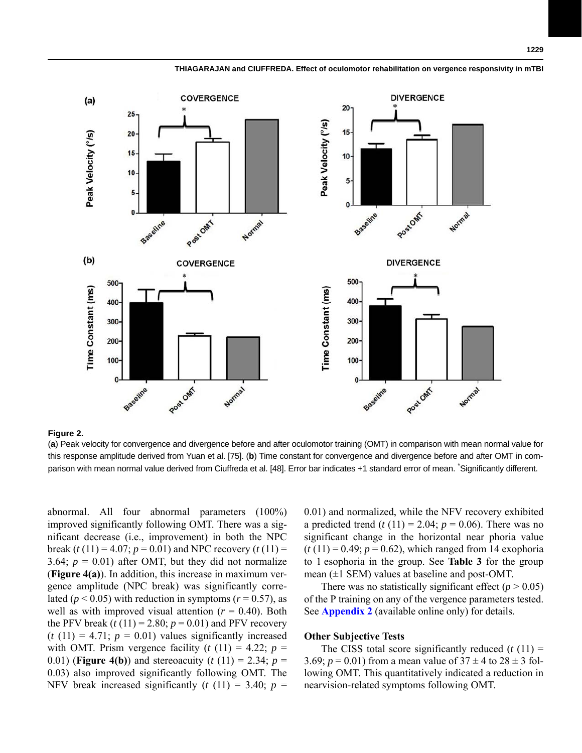**Figure 2.**

(**a**) Peak velocity for convergence and divergence before and after oculomotor training (OMT) in comparison with mean normal value for this response amplitude derived from Yuan et al. [75]. (**b**) Time constant for convergence and divergence before and after OMT in comparison with mean normal value derived from Ciuffreda et al. [48]. Error bar indicates +1 standard error of mean. *Significantly different.

abnormal. All four abnormal parameters (100%) improved significantly following OMT. There was a significant decrease (i.e., improvement) in both the NPC break ($t$ (11) = 4.07; $p = 0.01$) and NPC recovery ($t$ (11) = 3.64; $p = 0.01$) after OMT, but they did not normalize (**Figure 4(a)**). In addition, this increase in maximum vergence amplitude (NPC break) was significantly correlated ($p < 0.05$) with reduction in symptoms ($r = 0.57$), as well as with improved visual attention ($r = 0.40$). Both the PFV break ($t$ (11) = 2.80; $p = 0.01$) and PFV recovery ($t$ (11) = 4.71; $p = 0.01$) values significantly increased with OMT. Prism vergence facility ($t$ (11) = 4.22; $p = 0.01$) (**Figure 4(b)**) and stereoacuity ($t$ (11) = 2.34; $p = 0.03$) also improved significantly following OMT. The NFV break increased significantly ($t$ (11) = 3.40; $p = 0.01$) and normalized, while the NFV recovery exhibited a predicted trend ($t$ (11) = 2.04; $p = 0.06$). There was no significant change in the horizontal near phoria value ($t$ (11) = 0.49; $p = 0.62$), which ranged from 14 exophoria to 1 esophoria in the group. See **Table 3** for the group mean (±1 SEM) values at baseline and post-OMT.

There was no statistically significant effect ($p > 0.05$) of the P training on any of the vergence parameters tested. See **Appendix 2** (available online only) for details.

### Other Subjective Tests

The CISS total score significantly reduced ($t$ (11) = 3.69; $p = 0.01$) from a mean value of 37 ± 4 to 28 ± 3 following OMT. This quantitatively indicated a reduction in nearvision-related symptoms following OMT.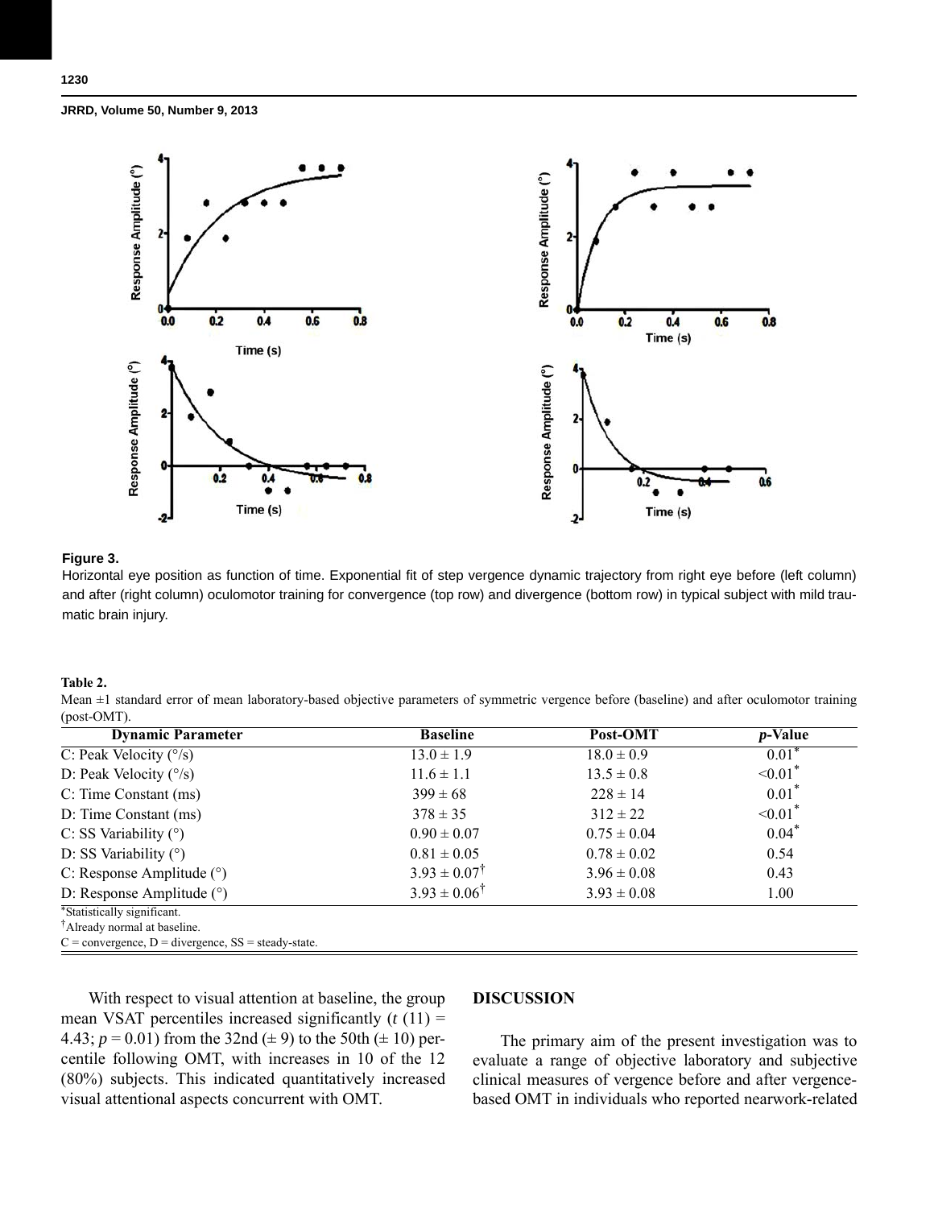**Figure 3.**

Horizontal eye position as function of time. Exponential fit of step vergence dynamic trajectory from right eye before (left column) and after (right column) oculomotor training for convergence (top row) and divergence (bottom row) in typical subject with mild traumatic brain injury.

**Table 2.**

Mean ±1 standard error of mean laboratory-based objective parameters of symmetric vergence before (baseline) and after oculomotor training (post-OMT).

| Dynamic Parameter | Baseline | Post-OMT | *p*-Value |
|---|---|---|---|
| C: Peak Velocity (°/s) | 13.0 ± 1.9 | 18.0 ± 0.9 | 0.01* |
| D: Peak Velocity (°/s) | 11.6 ± 1.1 | 13.5 ± 0.8 | <0.01* |
| C: Time Constant (ms) | 399 ± 68 | 228 ± 14 | 0.01* |
| D: Time Constant (ms) | 378 ± 35 | 312 ± 22 | <0.01* |
| C: SS Variability (°) | 0.90 ± 0.07 | 0.75 ± 0.04 | 0.04* |
| D: SS Variability (°) | 0.81 ± 0.05 | 0.78 ± 0.02 | 0.54 |
| C: Response Amplitude (°) | 3.93 ± 0.07† | 3.96 ± 0.08 | 0.43 |
| D: Response Amplitude (°) | 3.93 ± 0.06† | 3.93 ± 0.08 | 1.00 |

*Statistically significant.
†Already normal at baseline.
C = convergence, D = divergence, SS = steady-state.

With respect to visual attention at baseline, the group mean VSAT percentiles increased significantly ($t(11) = 4.43$; $p = 0.01$) from the 32nd (± 9) to the 50th (± 10) percentile following OMT, with increases in 10 of the 12 (80%) subjects. This indicated quantitatively increased visual attentional aspects concurrent with OMT.

## DISCUSSION

The primary aim of the present investigation was to evaluate a range of objective laboratory and subjective clinical measures of vergence before and after vergence-based OMT in individuals who reported nearwork-related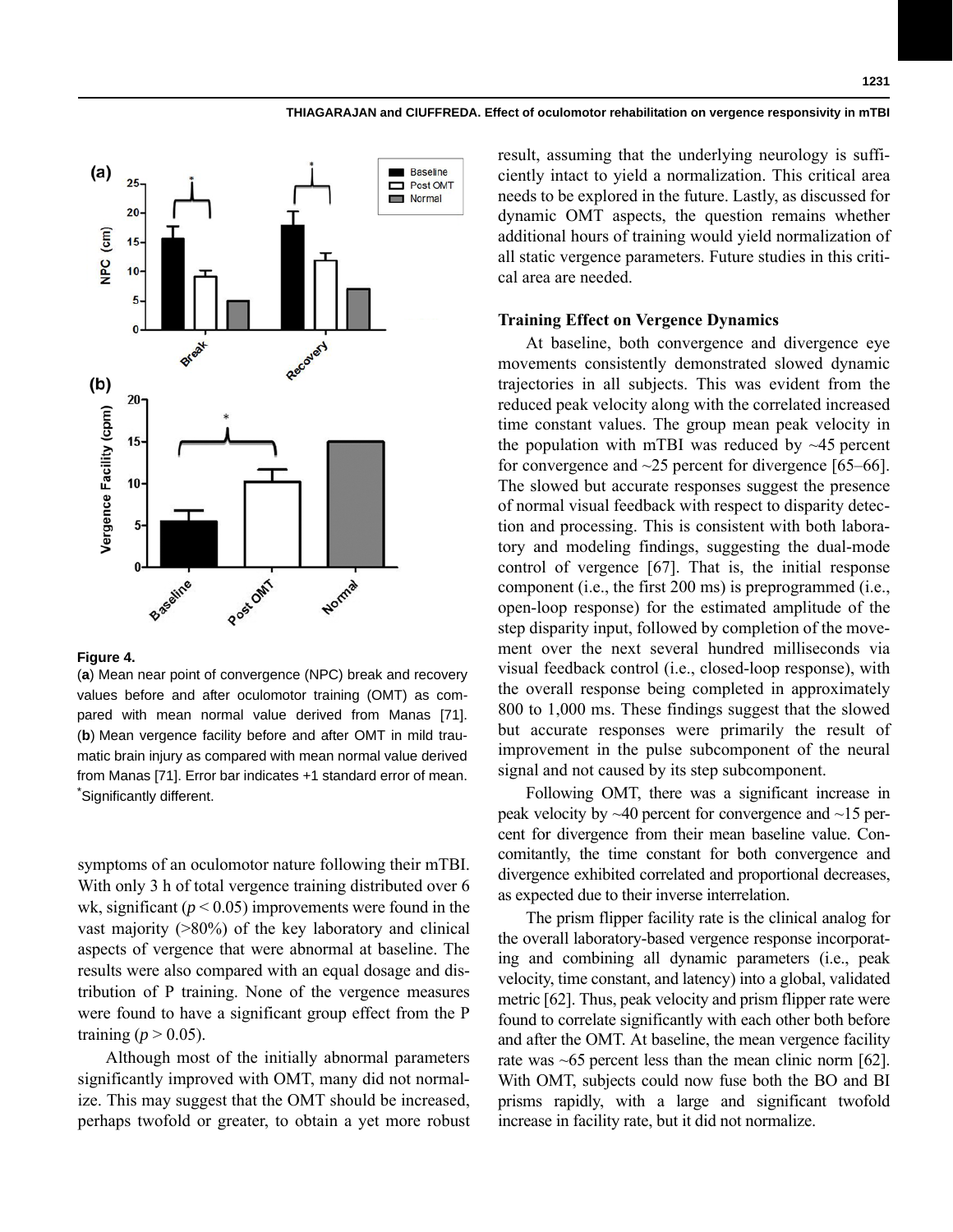**Figure 4.**
(**a**) Mean near point of convergence (NPC) break and recovery values before and after oculomotor training (OMT) as compared with mean normal value derived from Manas [71]. (**b**) Mean vergence facility before and after OMT in mild traumatic brain injury as compared with mean normal value derived from Manas [71]. Error bar indicates +1 standard error of mean. *Significantly different.

symptoms of an oculomotor nature following their mTBI. With only 3 h of total vergence training distributed over 6 wk, significant ($p < 0.05$) improvements were found in the vast majority (>80%) of the key laboratory and clinical aspects of vergence that were abnormal at baseline. The results were also compared with an equal dosage and distribution of P training. None of the vergence measures were found to have a significant group effect from the P training ($p > 0.05$).

Although most of the initially abnormal parameters significantly improved with OMT, many did not normalize. This may suggest that the OMT should be increased, perhaps twofold or greater, to obtain a yet more robust result, assuming that the underlying neurology is sufficiently intact to yield a normalization. This critical area needs to be explored in the future. Lastly, as discussed for dynamic OMT aspects, the question remains whether additional hours of training would yield normalization of all static vergence parameters. Future studies in this critical area are needed.

### Training Effect on Vergence Dynamics

At baseline, both convergence and divergence eye movements consistently demonstrated slowed dynamic trajectories in all subjects. This was evident from the reduced peak velocity along with the correlated increased time constant values. The group mean peak velocity in the population with mTBI was reduced by ~45 percent for convergence and ~25 percent for divergence [65–66]. The slowed but accurate responses suggest the presence of normal visual feedback with respect to disparity detection and processing. This is consistent with both laboratory and modeling findings, suggesting the dual-mode control of vergence [67]. That is, the initial response component (i.e., the first 200 ms) is preprogrammed (i.e., open-loop response) for the estimated amplitude of the step disparity input, followed by completion of the movement over the next several hundred milliseconds via visual feedback control (i.e., closed-loop response), with the overall response being completed in approximately 800 to 1,000 ms. These findings suggest that the slowed but accurate responses were primarily the result of improvement in the pulse subcomponent of the neural signal and not caused by its step subcomponent.

Following OMT, there was a significant increase in peak velocity by ~40 percent for convergence and ~15 percent for divergence from their mean baseline value. Concomitantly, the time constant for both convergence and divergence exhibited correlated and proportional decreases, as expected due to their inverse interrelation.

The prism flipper facility rate is the clinical analog for the overall laboratory-based vergence response incorporating and combining all dynamic parameters (i.e., peak velocity, time constant, and latency) into a global, validated metric [62]. Thus, peak velocity and prism flipper rate were found to correlate significantly with each other both before and after the OMT. At baseline, the mean vergence facility rate was ~65 percent less than the mean clinic norm [62]. With OMT, subjects could now fuse both the BO and BI prisms rapidly, with a large and significant twofold increase in facility rate, but it did not normalize.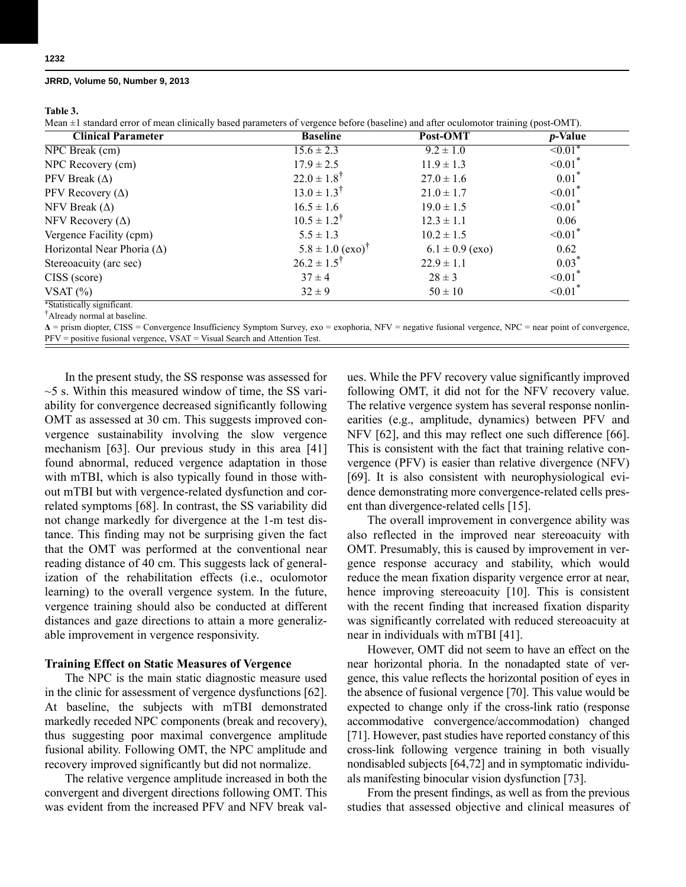**Table 3.**

Mean ±1 standard error of mean clinically based parameters of vergence before (baseline) and after oculomotor training (post-OMT).

| Clinical Parameter | Baseline | Post-OMT | *p*-Value |
|---|---|---|---|
| NPC Break (cm) | 15.6 ± 2.3 | 9.2 ± 1.0 | <0.01* |
| NPC Recovery (cm) | 17.9 ± 2.5 | 11.9 ± 1.3 | <0.01* |
| PFV Break (Δ) | 22.0 ± 1.8† | 27.0 ± 1.6 | 0.01* |
| PFV Recovery (Δ) | 13.0 ± 1.3† | 21.0 ± 1.7 | <0.01* |
| NFV Break (Δ) | 16.5 ± 1.6 | 19.0 ± 1.5 | <0.01* |
| NFV Recovery (Δ) | 10.5 ± 1.2† | 12.3 ± 1.1 | 0.06 |
| Vergence Facility (cpm) | 5.5 ± 1.3 | 10.2 ± 1.5 | <0.01* |
| Horizontal Near Phoria (Δ) | 5.8 ± 1.0 (exo)† | 6.1 ± 0.9 (exo) | 0.62 |
| Stereoacuity (arc sec) | 26.2 ± 1.5† | 22.9 ± 1.1 | 0.03* |
| CISS (score) | 37 ± 4 | 28 ± 3 | <0.01* |
| VSAT (%) | 32 ± 9 | 50 ± 10 | <0.01* |

*Statistically significant.

†Already normal at baseline.

**Δ** = prism diopter, CISS = Convergence Insufficiency Symptom Survey, exo = exophoria, NFV = negative fusional vergence, NPC = near point of convergence, PFV = positive fusional vergence, VSAT = Visual Search and Attention Test.

In the present study, the SS response was assessed for ~5 s. Within this measured window of time, the SS variability for convergence decreased significantly following OMT as assessed at 30 cm. This suggests improved convergence sustainability involving the slow vergence mechanism [63]. Our previous study in this area [41] found abnormal, reduced vergence adaptation in those with mTBI, which is also typically found in those without mTBI but with vergence-related dysfunction and correlated symptoms [68]. In contrast, the SS variability did not change markedly for divergence at the 1-m test distance. This finding may not be surprising given the fact that the OMT was performed at the conventional near reading distance of 40 cm. This suggests lack of generalization of the rehabilitation effects (i.e., oculomotor learning) to the overall vergence system. In the future, vergence training should also be conducted at different distances and gaze directions to attain a more generalizable improvement in vergence responsivity.

### Training Effect on Static Measures of Vergence

The NPC is the main static diagnostic measure used in the clinic for assessment of vergence dysfunctions [62]. At baseline, the subjects with mTBI demonstrated markedly receded NPC components (break and recovery), thus suggesting poor maximal convergence amplitude fusional ability. Following OMT, the NPC amplitude and recovery improved significantly but did not normalize.

The relative vergence amplitude increased in both the convergent and divergent directions following OMT. This was evident from the increased PFV and NFV break values. While the PFV recovery value significantly improved following OMT, it did not for the NFV recovery value. The relative vergence system has several response nonlinearities (e.g., amplitude, dynamics) between PFV and NFV [62], and this may reflect one such difference [66]. This is consistent with the fact that training relative convergence (PFV) is easier than relative divergence (NFV) [69]. It is also consistent with neurophysiological evidence demonstrating more convergence-related cells present than divergence-related cells [15].

The overall improvement in convergence ability was also reflected in the improved near stereoacuity with OMT. Presumably, this is caused by improvement in vergence response accuracy and stability, which would reduce the mean fixation disparity vergence error at near, hence improving stereoacuity [10]. This is consistent with the recent finding that increased fixation disparity was significantly correlated with reduced stereoacuity at near in individuals with mTBI [41].

However, OMT did not seem to have an effect on the near horizontal phoria. In the nonadapted state of vergence, this value reflects the horizontal position of eyes in the absence of fusional vergence [70]. This value would be expected to change only if the cross-link ratio (response accommodative convergence/accommodation) changed [71]. However, past studies have reported constancy of this cross-link following vergence training in both visually nondisabled subjects [64,72] and in symptomatic individuals manifesting binocular vision dysfunction [73].

From the present findings, as well as from the previous studies that assessed objective and clinical measures of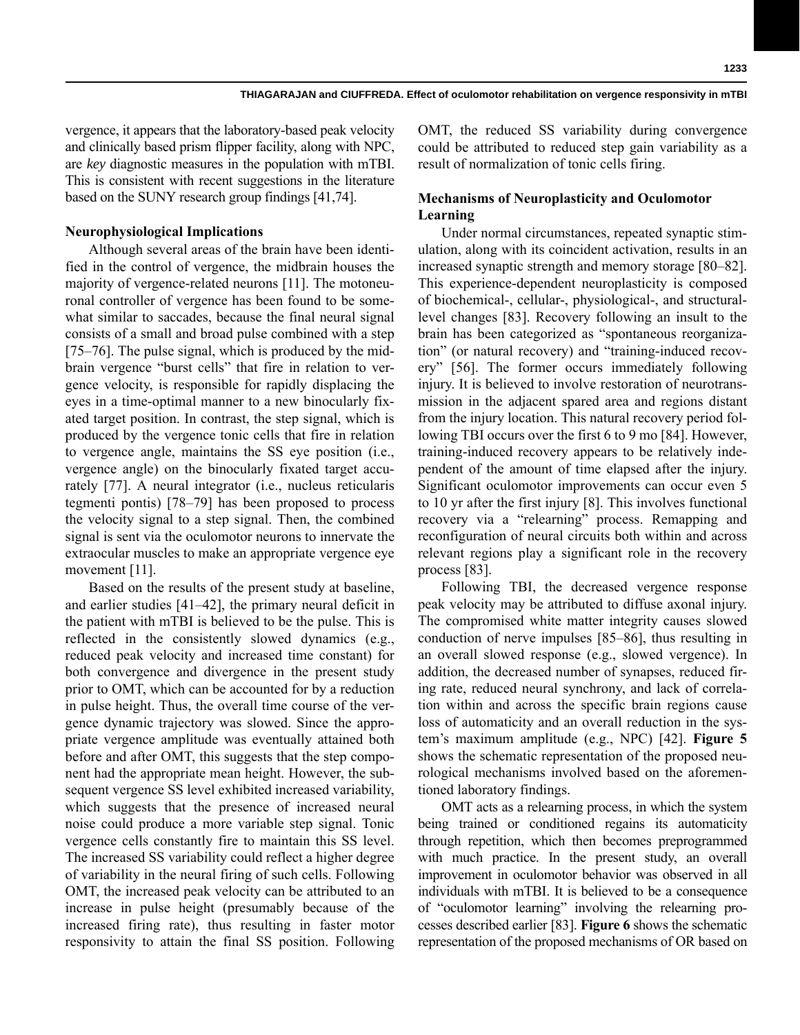vergence, it appears that the laboratory-based peak velocity and clinically based prism flipper facility, along with NPC, are *key* diagnostic measures in the population with mTBI. This is consistent with recent suggestions in the literature based on the SUNY research group findings [41,74].

## Neurophysiological Implications

Although several areas of the brain have been identified in the control of vergence, the midbrain houses the majority of vergence-related neurons [11]. The motoneuronal controller of vergence has been found to be somewhat similar to saccades, because the final neural signal consists of a small and broad pulse combined with a step [75–76]. The pulse signal, which is produced by the midbrain vergence "burst cells" that fire in relation to vergence velocity, is responsible for rapidly displacing the eyes in a time-optimal manner to a new binocularly fixated target position. In contrast, the step signal, which is produced by the vergence tonic cells that fire in relation to vergence angle, maintains the SS eye position (i.e., vergence angle) on the binocularly fixated target accurately [77]. A neural integrator (i.e., nucleus reticularis tegmenti pontis) [78–79] has been proposed to process the velocity signal to a step signal. Then, the combined signal is sent via the oculomotor neurons to innervate the extraocular muscles to make an appropriate vergence eye movement [11].

Based on the results of the present study at baseline, and earlier studies [41–42], the primary neural deficit in the patient with mTBI is believed to be the pulse. This is reflected in the consistently slowed dynamics (e.g., reduced peak velocity and increased time constant) for both convergence and divergence in the present study prior to OMT, which can be accounted for by a reduction in pulse height. Thus, the overall time course of the vergence dynamic trajectory was slowed. Since the appropriate vergence amplitude was eventually attained both before and after OMT, this suggests that the step component had the appropriate mean height. However, the subsequent vergence SS level exhibited increased variability, which suggests that the presence of increased neural noise could produce a more variable step signal. Tonic vergence cells constantly fire to maintain this SS level. The increased SS variability could reflect a higher degree of variability in the neural firing of such cells. Following OMT, the increased peak velocity can be attributed to an increase in pulse height (presumably because of the increased firing rate), thus resulting in faster motor responsivity to attain the final SS position. Following OMT, the reduced SS variability during convergence could be attributed to reduced step gain variability as a result of normalization of tonic cells firing.

## Mechanisms of Neuroplasticity and Oculomotor Learning

Under normal circumstances, repeated synaptic stimulation, along with its coincident activation, results in an increased synaptic strength and memory storage [80–82]. This experience-dependent neuroplasticity is composed of biochemical-, cellular-, physiological-, and structural-level changes [83]. Recovery following an insult to the brain has been categorized as "spontaneous reorganization" (or natural recovery) and "training-induced recovery" [56]. The former occurs immediately following injury. It is believed to involve restoration of neurotransmission in the adjacent spared area and regions distant from the injury location. This natural recovery period following TBI occurs over the first 6 to 9 mo [84]. However, training-induced recovery appears to be relatively independent of the amount of time elapsed after the injury. Significant oculomotor improvements can occur even 5 to 10 yr after the first injury [8]. This involves functional recovery via a "relearning" process. Remapping and reconfiguration of neural circuits both within and across relevant regions play a significant role in the recovery process [83].

Following TBI, the decreased vergence response peak velocity may be attributed to diffuse axonal injury. The compromised white matter integrity causes slowed conduction of nerve impulses [85–86], thus resulting in an overall slowed response (e.g., slowed vergence). In addition, the decreased number of synapses, reduced firing rate, reduced neural synchrony, and lack of correlation within and across the specific brain regions cause loss of automaticity and an overall reduction in the system's maximum amplitude (e.g., NPC) [42]. **Figure 5** shows the schematic representation of the proposed neurological mechanisms involved based on the aforementioned laboratory findings.

OMT acts as a relearning process, in which the system being trained or conditioned regains its automaticity through repetition, which then becomes preprogrammed with much practice. In the present study, an overall improvement in oculomotor behavior was observed in all individuals with mTBI. It is believed to be a consequence of "oculomotor learning" involving the relearning processes described earlier [83]. **Figure 6** shows the schematic representation of the proposed mechanisms of OR based on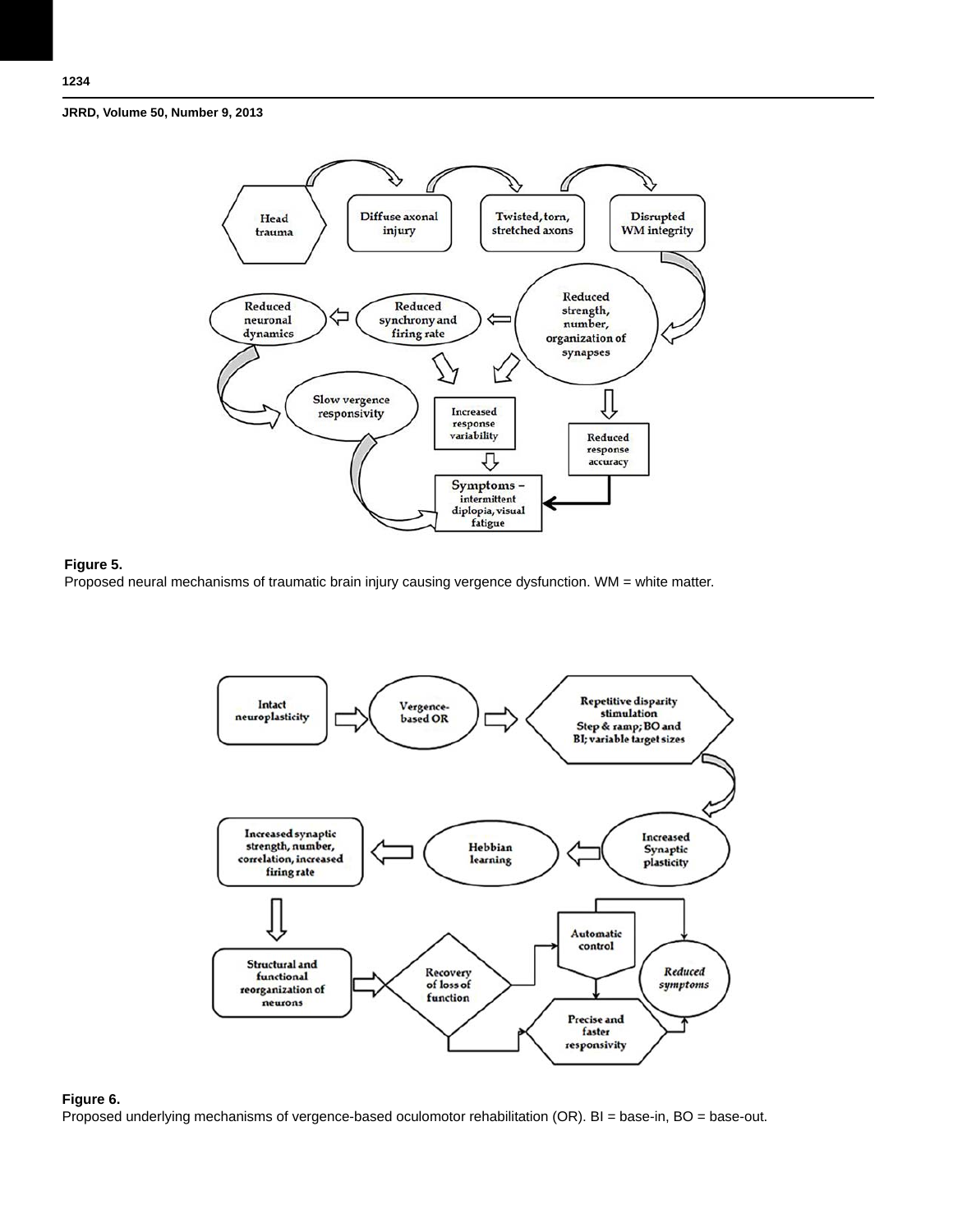**Figure 5.**

Proposed neural mechanisms of traumatic brain injury causing vergence dysfunction. WM = white matter.

**Figure 6.**

Proposed underlying mechanisms of vergence-based oculomotor rehabilitation (OR). BI = base-in, BO = base-out.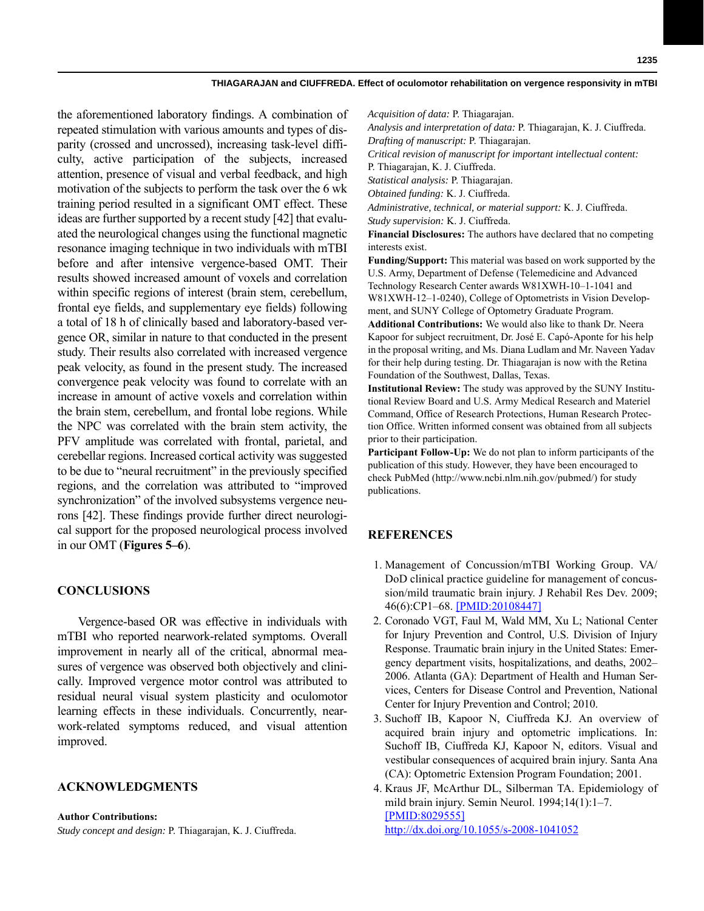the aforementioned laboratory findings. A combination of repeated stimulation with various amounts and types of disparity (crossed and uncrossed), increasing task-level difficulty, active participation of the subjects, increased attention, presence of visual and verbal feedback, and high motivation of the subjects to perform the task over the 6 wk training period resulted in a significant OMT effect. These ideas are further supported by a recent study [42] that evaluated the neurological changes using the functional magnetic resonance imaging technique in two individuals with mTBI before and after intensive vergence-based OMT. Their results showed increased amount of voxels and correlation within specific regions of interest (brain stem, cerebellum, frontal eye fields, and supplementary eye fields) following a total of 18 h of clinically based and laboratory-based vergence OR, similar in nature to that conducted in the present study. Their results also correlated with increased vergence peak velocity, as found in the present study. The increased convergence peak velocity was found to correlate with an increase in amount of active voxels and correlation within the brain stem, cerebellum, and frontal lobe regions. While the NPC was correlated with the brain stem activity, the PFV amplitude was correlated with frontal, parietal, and cerebellar regions. Increased cortical activity was suggested to be due to "neural recruitment" in the previously specified regions, and the correlation was attributed to "improved synchronization" of the involved subsystems vergence neurons [42]. These findings provide further direct neurological support for the proposed neurological process involved in our OMT (**Figures 5–6**).

## CONCLUSIONS

Vergence-based OR was effective in individuals with mTBI who reported nearwork-related symptoms. Overall improvement in nearly all of the critical, abnormal measures of vergence was observed both objectively and clinically. Improved vergence motor control was attributed to residual neural visual system plasticity and oculomotor learning effects in these individuals. Concurrently, nearwork-related symptoms reduced, and visual attention improved.

## ACKNOWLEDGMENTS

**Author Contributions:**

*Study concept and design:* P. Thiagarajan, K. J. Ciuffreda.

*Acquisition of data:* P. Thiagarajan.

*Analysis and interpretation of data:* P. Thiagarajan, K. J. Ciuffreda.

*Drafting of manuscript:* P. Thiagarajan.

*Critical revision of manuscript for important intellectual content:* P. Thiagarajan, K. J. Ciuffreda.

*Statistical analysis:* P. Thiagarajan.

*Obtained funding:* K. J. Ciuffreda.

*Administrative, technical, or material support:* K. J. Ciuffreda.

*Study supervision:* K. J. Ciuffreda.

**Financial Disclosures:** The authors have declared that no competing interests exist.

**Funding/Support:** This material was based on work supported by the U.S. Army, Department of Defense (Telemedicine and Advanced Technology Research Center awards W81XWH-10–1-1041 and W81XWH-12–1-0240), College of Optometrists in Vision Development, and SUNY College of Optometry Graduate Program.

**Additional Contributions:** We would also like to thank Dr. Neera Kapoor for subject recruitment, Dr. José E. Capó-Aponte for his help in the proposal writing, and Ms. Diana Ludlam and Mr. Naveen Yadav for their help during testing. Dr. Thiagarajan is now with the Retina Foundation of the Southwest, Dallas, Texas.

**Institutional Review:** The study was approved by the SUNY Institutional Review Board and U.S. Army Medical Research and Materiel Command, Office of Research Protections, Human Research Protection Office. Written informed consent was obtained from all subjects prior to their participation.

**Participant Follow-Up:** We do not plan to inform participants of the publication of this study. However, they have been encouraged to check PubMed (http://www.ncbi.nlm.nih.gov/pubmed/) for study publications.

## REFERENCES

1. Management of Concussion/mTBI Working Group. VA/DoD clinical practice guideline for management of concussion/mild traumatic brain injury. J Rehabil Res Dev. 2009; 46(6):CP1–68. [PMID:20108447]
2. Coronado VGT, Faul M, Wald MM, Xu L; National Center for Injury Prevention and Control, U.S. Division of Injury Response. Traumatic brain injury in the United States: Emergency department visits, hospitalizations, and deaths, 2002–2006. Atlanta (GA): Department of Health and Human Services, Centers for Disease Control and Prevention, National Center for Injury Prevention and Control; 2010.
3. Suchoff IB, Kapoor N, Ciuffreda KJ. An overview of acquired brain injury and optometric implications. In: Suchoff IB, Ciuffreda KJ, Kapoor N, editors. Visual and vestibular consequences of acquired brain injury. Santa Ana (CA): Optometric Extension Program Foundation; 2001.
4. Kraus JF, McArthur DL, Silberman TA. Epidemiology of mild brain injury. Semin Neurol. 1994;14(1):1–7. [PMID:8029555] http://dx.doi.org/10.1055/s-2008-1041052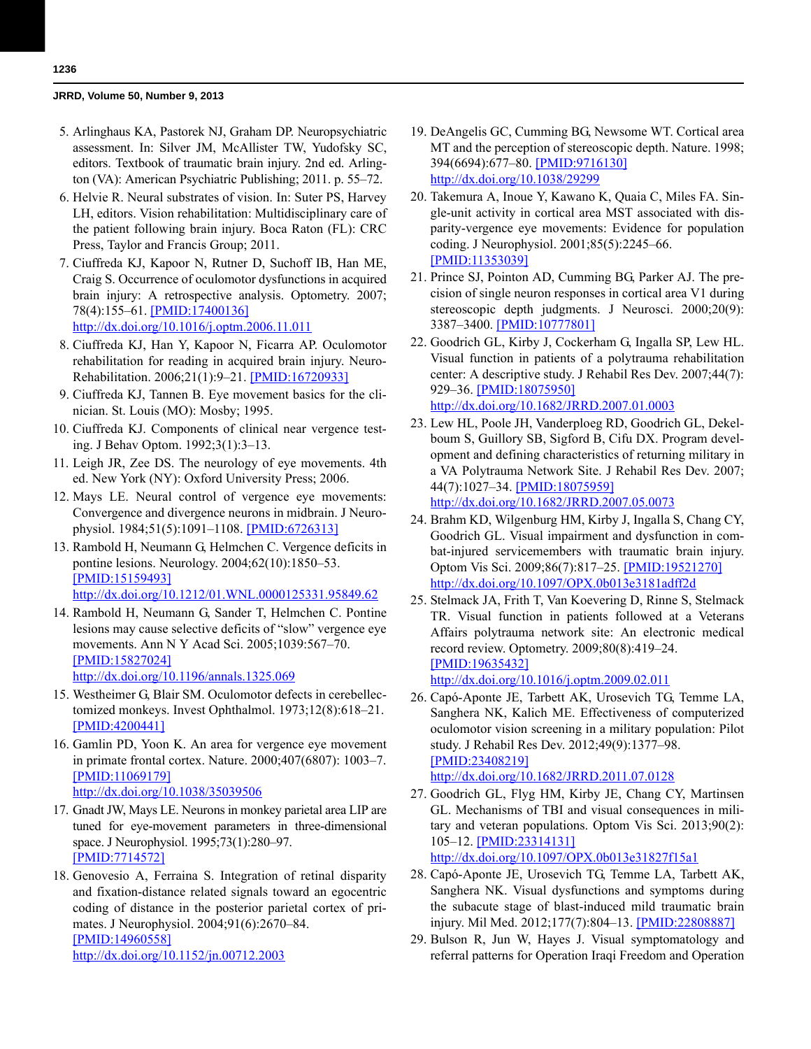5. Arlinghaus KA, Pastorek NJ, Graham DP. Neuropsychiatric assessment. In: Silver JM, McAllister TW, Yudofsky SC, editors. Textbook of traumatic brain injury. 2nd ed. Arlington (VA): American Psychiatric Publishing; 2011. p. 55–72.
6. Helvie R. Neural substrates of vision. In: Suter PS, Harvey LH, editors. Vision rehabilitation: Multidisciplinary care of the patient following brain injury. Boca Raton (FL): CRC Press, Taylor and Francis Group; 2011.
7. Ciuffreda KJ, Kapoor N, Rutner D, Suchoff IB, Han ME, Craig S. Occurrence of oculomotor dysfunctions in acquired brain injury: A retrospective analysis. Optometry. 2007; 78(4):155–61. [PMID:17400136] http://dx.doi.org/10.1016/j.optm.2006.11.011
8. Ciuffreda KJ, Han Y, Kapoor N, Ficarra AP. Oculomotor rehabilitation for reading in acquired brain injury. NeuroRehabilitation. 2006;21(1):9–21. [PMID:16720933]
9. Ciuffreda KJ, Tannen B. Eye movement basics for the clinician. St. Louis (MO): Mosby; 1995.
10. Ciuffreda KJ. Components of clinical near vergence testing. J Behav Optom. 1992;3(1):3–13.
11. Leigh JR, Zee DS. The neurology of eye movements. 4th ed. New York (NY): Oxford University Press; 2006.
12. Mays LE. Neural control of vergence eye movements: Convergence and divergence neurons in midbrain. J Neurophysiol. 1984;51(5):1091–1108. [PMID:6726313]
13. Rambold H, Neumann G, Helmchen C. Vergence deficits in pontine lesions. Neurology. 2004;62(10):1850–53. [PMID:15159493] http://dx.doi.org/10.1212/01.WNL.0000125331.95849.62
14. Rambold H, Neumann G, Sander T, Helmchen C. Pontine lesions may cause selective deficits of "slow" vergence eye movements. Ann N Y Acad Sci. 2005;1039:567–70. [PMID:15827024] http://dx.doi.org/10.1196/annals.1325.069
15. Westheimer G, Blair SM. Oculomotor defects in cerebellectomized monkeys. Invest Ophthalmol. 1973;12(8):618–21. [PMID:4200441]
16. Gamlin PD, Yoon K. An area for vergence eye movement in primate frontal cortex. Nature. 2000;407(6807): 1003–7. [PMID:11069179] http://dx.doi.org/10.1038/35039506
17. Gnadt JW, Mays LE. Neurons in monkey parietal area LIP are tuned for eye-movement parameters in three-dimensional space. J Neurophysiol. 1995;73(1):280–97. [PMID:7714572]
18. Genovesio A, Ferraina S. Integration of retinal disparity and fixation-distance related signals toward an egocentric coding of distance in the posterior parietal cortex of primates. J Neurophysiol. 2004;91(6):2670–84. [PMID:14960558] http://dx.doi.org/10.1152/jn.00712.2003
19. DeAngelis GC, Cumming BG, Newsome WT. Cortical area MT and the perception of stereoscopic depth. Nature. 1998; 394(6694):677–80. [PMID:9716130] http://dx.doi.org/10.1038/29299
20. Takemura A, Inoue Y, Kawano K, Quaia C, Miles FA. Single-unit activity in cortical area MST associated with disparity-vergence eye movements: Evidence for population coding. J Neurophysiol. 2001;85(5):2245–66. [PMID:11353039]
21. Prince SJ, Pointon AD, Cumming BG, Parker AJ. The precision of single neuron responses in cortical area V1 during stereoscopic depth judgments. J Neurosci. 2000;20(9): 3387–3400. [PMID:10777801]
22. Goodrich GL, Kirby J, Cockerham G, Ingalla SP, Lew HL. Visual function in patients of a polytrauma rehabilitation center: A descriptive study. J Rehabil Res Dev. 2007;44(7): 929–36. [PMID:18075950] http://dx.doi.org/10.1682/JRRD.2007.01.0003
23. Lew HL, Poole JH, Vanderploeg RD, Goodrich GL, Dekelboum S, Guillory SB, Sigford B, Cifu DX. Program development and defining characteristics of returning military in a VA Polytrauma Network Site. J Rehabil Res Dev. 2007; 44(7):1027–34. [PMID:18075959] http://dx.doi.org/10.1682/JRRD.2007.05.0073
24. Brahm KD, Wilgenburg HM, Kirby J, Ingalla S, Chang CY, Goodrich GL. Visual impairment and dysfunction in combat-injured servicemembers with traumatic brain injury. Optom Vis Sci. 2009;86(7):817–25. [PMID:19521270] http://dx.doi.org/10.1097/OPX.0b013e3181adff2d
25. Stelmack JA, Frith T, Van Koevering D, Rinne S, Stelmack TR. Visual function in patients followed at a Veterans Affairs polytrauma network site: An electronic medical record review. Optometry. 2009;80(8):419–24. [PMID:19635432] http://dx.doi.org/10.1016/j.optm.2009.02.011
26. Capó-Aponte JE, Tarbett AK, Urosevich TG, Temme LA, Sanghera NK, Kalich ME. Effectiveness of computerized oculomotor vision screening in a military population: Pilot study. J Rehabil Res Dev. 2012;49(9):1377–98. [PMID:23408219] http://dx.doi.org/10.1682/JRRD.2011.07.0128
27. Goodrich GL, Flyg HM, Kirby JE, Chang CY, Martinsen GL. Mechanisms of TBI and visual consequences in military and veteran populations. Optom Vis Sci. 2013;90(2): 105–12. [PMID:23314131] http://dx.doi.org/10.1097/OPX.0b013e31827f15a1
28. Capó-Aponte JE, Urosevich TG, Temme LA, Tarbett AK, Sanghera NK. Visual dysfunctions and symptoms during the subacute stage of blast-induced mild traumatic brain injury. Mil Med. 2012;177(7):804–13. [PMID:22808887]
29. Bulson R, Jun W, Hayes J. Visual symptomatology and referral patterns for Operation Iraqi Freedom and Operation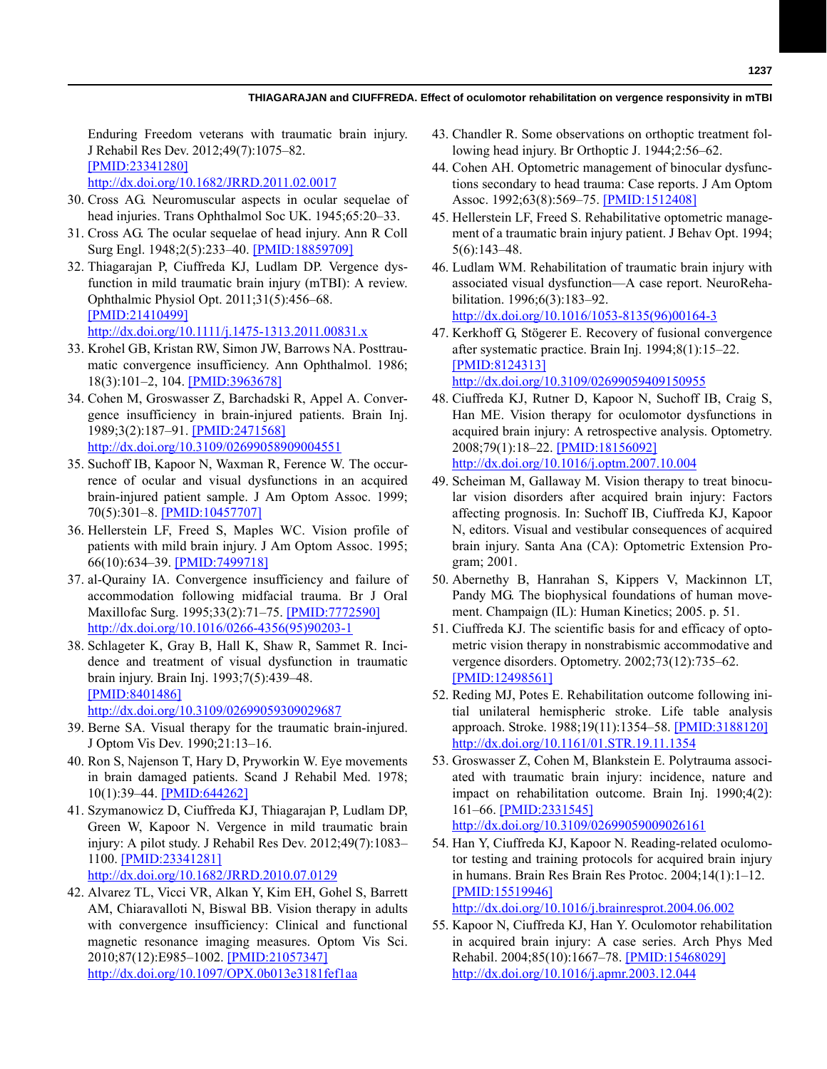Enduring Freedom veterans with traumatic brain injury. J Rehabil Res Dev. 2012;49(7):1075–82. [PMID:23341280] http://dx.doi.org/10.1682/JRRD.2011.02.0017

30. Cross AG. Neuromuscular aspects in ocular sequelae of head injuries. Trans Ophthalmol Soc UK. 1945;65:20–33.
31. Cross AG. The ocular sequelae of head injury. Ann R Coll Surg Engl. 1948;2(5):233–40. [PMID:18859709]
32. Thiagarajan P, Ciuffreda KJ, Ludlam DP. Vergence dysfunction in mild traumatic brain injury (mTBI): A review. Ophthalmic Physiol Opt. 2011;31(5):456–68. [PMID:21410499] http://dx.doi.org/10.1111/j.1475-1313.2011.00831.x
33. Krohel GB, Kristan RW, Simon JW, Barrows NA. Posttraumatic convergence insufficiency. Ann Ophthalmol. 1986; 18(3):101–2, 104. [PMID:3963678]
34. Cohen M, Groswasser Z, Barchadski R, Appel A. Convergence insufficiency in brain-injured patients. Brain Inj. 1989;3(2):187–91. [PMID:2471568] http://dx.doi.org/10.3109/02699058909004551
35. Suchoff IB, Kapoor N, Waxman R, Ference W. The occurrence of ocular and visual dysfunctions in an acquired brain-injured patient sample. J Am Optom Assoc. 1999; 70(5):301–8. [PMID:10457707]
36. Hellerstein LF, Freed S, Maples WC. Vision profile of patients with mild brain injury. J Am Optom Assoc. 1995; 66(10):634–39. [PMID:7499718]
37. al-Qurainy IA. Convergence insufficiency and failure of accommodation following midfacial trauma. Br J Oral Maxillofac Surg. 1995;33(2):71–75. [PMID:7772590] http://dx.doi.org/10.1016/0266-4356(95)90203-1
38. Schlageter K, Gray B, Hall K, Shaw R, Sammet R. Incidence and treatment of visual dysfunction in traumatic brain injury. Brain Inj. 1993;7(5):439–48. [PMID:8401486] http://dx.doi.org/10.3109/02699059309029687
39. Berne SA. Visual therapy for the traumatic brain-injured. J Optom Vis Dev. 1990;21:13–16.
40. Ron S, Najenson T, Hary D, Pryworkin W. Eye movements in brain damaged patients. Scand J Rehabil Med. 1978; 10(1):39–44. [PMID:644262]
41. Szymanowicz D, Ciuffreda KJ, Thiagarajan P, Ludlam DP, Green W, Kapoor N. Vergence in mild traumatic brain injury: A pilot study. J Rehabil Res Dev. 2012;49(7):1083–1100. [PMID:23341281] http://dx.doi.org/10.1682/JRRD.2010.07.0129
42. Alvarez TL, Vicci VR, Alkan Y, Kim EH, Gohel S, Barrett AM, Chiaravalloti N, Biswal BB. Vision therapy in adults with convergence insufficiency: Clinical and functional magnetic resonance imaging measures. Optom Vis Sci. 2010;87(12):E985–1002. [PMID:21057347] http://dx.doi.org/10.1097/OPX.0b013e3181fef1aa
43. Chandler R. Some observations on orthoptic treatment following head injury. Br Orthoptic J. 1944;2:56–62.
44. Cohen AH. Optometric management of binocular dysfunctions secondary to head trauma: Case reports. J Am Optom Assoc. 1992;63(8):569–75. [PMID:1512408]
45. Hellerstein LF, Freed S. Rehabilitative optometric management of a traumatic brain injury patient. J Behav Opt. 1994; 5(6):143–48.
46. Ludlam WM. Rehabilitation of traumatic brain injury with associated visual dysfunction—A case report. NeuroRehabilitation. 1996;6(3):183–92. http://dx.doi.org/10.1016/1053-8135(96)00164-3
47. Kerkhoff G, Stögerer E. Recovery of fusional convergence after systematic practice. Brain Inj. 1994;8(1):15–22. [PMID:8124313] http://dx.doi.org/10.3109/02699059409150955
48. Ciuffreda KJ, Rutner D, Kapoor N, Suchoff IB, Craig S, Han ME. Vision therapy for oculomotor dysfunctions in acquired brain injury: A retrospective analysis. Optometry. 2008;79(1):18–22. [PMID:18156092] http://dx.doi.org/10.1016/j.optm.2007.10.004
49. Scheiman M, Gallaway M. Vision therapy to treat binocular vision disorders after acquired brain injury: Factors affecting prognosis. In: Suchoff IB, Ciuffreda KJ, Kapoor N, editors. Visual and vestibular consequences of acquired brain injury. Santa Ana (CA): Optometric Extension Program; 2001.
50. Abernethy B, Hanrahan S, Kippers V, Mackinnon LT, Pandy MG. The biophysical foundations of human movement. Champaign (IL): Human Kinetics; 2005. p. 51.
51. Ciuffreda KJ. The scientific basis for and efficacy of optometric vision therapy in nonstrabismic accommodative and vergence disorders. Optometry. 2002;73(12):735–62. [PMID:12498561]
52. Reding MJ, Potes E. Rehabilitation outcome following initial unilateral hemispheric stroke. Life table analysis approach. Stroke. 1988;19(11):1354–58. [PMID:3188120] http://dx.doi.org/10.1161/01.STR.19.11.1354
53. Groswasser Z, Cohen M, Blankstein E. Polytrauma associated with traumatic brain injury: incidence, nature and impact on rehabilitation outcome. Brain Inj. 1990;4(2): 161–66. [PMID:2331545] http://dx.doi.org/10.3109/02699059009026161
54. Han Y, Ciuffreda KJ, Kapoor N. Reading-related oculomotor testing and training protocols for acquired brain injury in humans. Brain Res Brain Res Protoc. 2004;14(1):1–12. [PMID:15519946] http://dx.doi.org/10.1016/j.brainresprot.2004.06.002
55. Kapoor N, Ciuffreda KJ, Han Y. Oculomotor rehabilitation in acquired brain injury: A case series. Arch Phys Med Rehabil. 2004;85(10):1667–78. [PMID:15468029] http://dx.doi.org/10.1016/j.apmr.2003.12.044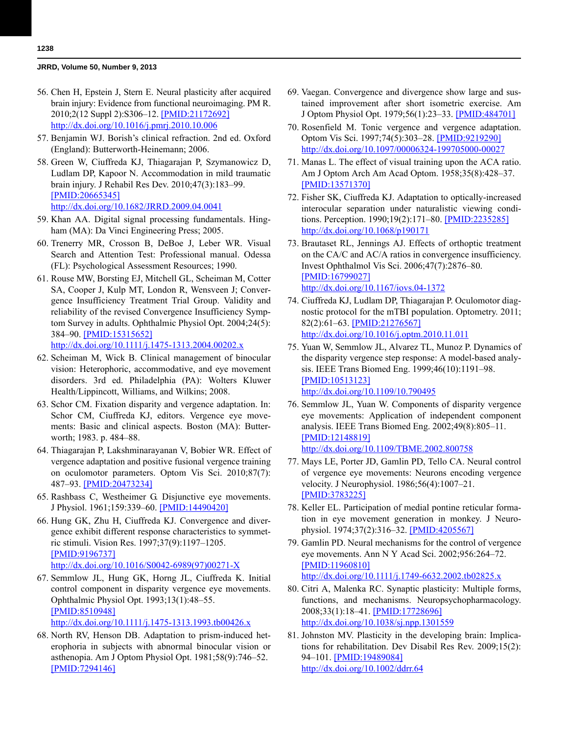56. Chen H, Epstein J, Stern E. Neural plasticity after acquired brain injury: Evidence from functional neuroimaging. PM R. 2010;2(12 Suppl 2):S306–12. [PMID:21172692] http://dx.doi.org/10.1016/j.pmrj.2010.10.006
57. Benjamin WJ. Borish's clinical refraction. 2nd ed. Oxford (England): Butterworth-Heinemann; 2006.
58. Green W, Ciuffreda KJ, Thiagarajan P, Szymanowicz D, Ludlam DP, Kapoor N. Accommodation in mild traumatic brain injury. J Rehabil Res Dev. 2010;47(3):183–99. [PMID:20665345] http://dx.doi.org/10.1682/JRRD.2009.04.0041
59. Khan AA. Digital signal processing fundamentals. Hingham (MA): Da Vinci Engineering Press; 2005.
60. Trenerry MR, Crosson B, DeBoe J, Leber WR. Visual Search and Attention Test: Professional manual. Odessa (FL): Psychological Assessment Resources; 1990.
61. Rouse MW, Borsting EJ, Mitchell GL, Scheiman M, Cotter SA, Cooper J, Kulp MT, London R, Wensveen J; Convergence Insufficiency Treatment Trial Group. Validity and reliability of the revised Convergence Insufficiency Symptom Survey in adults. Ophthalmic Physiol Opt. 2004;24(5): 384–90. [PMID:15315652] http://dx.doi.org/10.1111/j.1475-1313.2004.00202.x
62. Scheiman M, Wick B. Clinical management of binocular vision: Heterophoric, accommodative, and eye movement disorders. 3rd ed. Philadelphia (PA): Wolters Kluwer Health/Lippincott, Williams, and Wilkins; 2008.
63. Schor CM. Fixation disparity and vergence adaptation. In: Schor CM, Ciuffreda KJ, editors. Vergence eye movements: Basic and clinical aspects. Boston (MA): Butterworth; 1983. p. 484–88.
64. Thiagarajan P, Lakshminarayanan V, Bobier WR. Effect of vergence adaptation and positive fusional vergence training on oculomotor parameters. Optom Vis Sci. 2010;87(7): 487–93. [PMID:20473234]
65. Rashbass C, Westheimer G. Disjunctive eye movements. J Physiol. 1961;159:339–60. [PMID:14490420]
66. Hung GK, Zhu H, Ciuffreda KJ. Convergence and divergence exhibit different response characteristics to symmetric stimuli. Vision Res. 1997;37(9):1197–1205. [PMID:9196737] http://dx.doi.org/10.1016/S0042-6989(97)00271-X
67. Semmlow JL, Hung GK, Horng JL, Ciuffreda K. Initial control component in disparity vergence eye movements. Ophthalmic Physiol Opt. 1993;13(1):48–55. [PMID:8510948] http://dx.doi.org/10.1111/j.1475-1313.1993.tb00426.x
68. North RV, Henson DB. Adaptation to prism-induced heterophoria in subjects with abnormal binocular vision or asthenopia. Am J Optom Physiol Opt. 1981;58(9):746–52. [PMID:7294146]
69. Vaegan. Convergence and divergence show large and sustained improvement after short isometric exercise. Am J Optom Physiol Opt. 1979;56(1):23–33. [PMID:484701]
70. Rosenfield M. Tonic vergence and vergence adaptation. Optom Vis Sci. 1997;74(5):303–28. [PMID:9219290] http://dx.doi.org/10.1097/00006324-199705000-00027
71. Manas L. The effect of visual training upon the ACA ratio. Am J Optom Arch Am Acad Optom. 1958;35(8):428–37. [PMID:13571370]
72. Fisher SK, Ciuffreda KJ. Adaptation to optically-increased interocular separation under naturalistic viewing conditions. Perception. 1990;19(2):171–80. [PMID:2235285] http://dx.doi.org/10.1068/p190171
73. Brautaset RL, Jennings AJ. Effects of orthoptic treatment on the CA/C and AC/A ratios in convergence insufficiency. Invest Ophthalmol Vis Sci. 2006;47(7):2876–80. [PMID:16799027] http://dx.doi.org/10.1167/iovs.04-1372
74. Ciuffreda KJ, Ludlam DP, Thiagarajan P. Oculomotor diagnostic protocol for the mTBI population. Optometry. 2011; 82(2):61–63. [PMID:21276567] http://dx.doi.org/10.1016/j.optm.2010.11.011
75. Yuan W, Semmlow JL, Alvarez TL, Munoz P. Dynamics of the disparity vergence step response: A model-based analysis. IEEE Trans Biomed Eng. 1999;46(10):1191–98. [PMID:10513123] http://dx.doi.org/10.1109/10.790495
76. Semmlow JL, Yuan W. Components of disparity vergence eye movements: Application of independent component analysis. IEEE Trans Biomed Eng. 2002;49(8):805–11. [PMID:12148819] http://dx.doi.org/10.1109/TBME.2002.800758
77. Mays LE, Porter JD, Gamlin PD, Tello CA. Neural control of vergence eye movements: Neurons encoding vergence velocity. J Neurophysiol. 1986;56(4):1007–21. [PMID:3783225]
78. Keller EL. Participation of medial pontine reticular formation in eye movement generation in monkey. J Neurophysiol. 1974;37(2):316–32. [PMID:4205567]
79. Gamlin PD. Neural mechanisms for the control of vergence eye movements. Ann N Y Acad Sci. 2002;956:264–72. [PMID:11960810] http://dx.doi.org/10.1111/j.1749-6632.2002.tb02825.x
80. Citri A, Malenka RC. Synaptic plasticity: Multiple forms, functions, and mechanisms. Neuropsychopharmacology. 2008;33(1):18–41. [PMID:17728696] http://dx.doi.org/10.1038/sj.npp.1301559
81. Johnston MV. Plasticity in the developing brain: Implications for rehabilitation. Dev Disabil Res Rev. 2009;15(2): 94–101. [PMID:19489084] http://dx.doi.org/10.1002/ddrr.64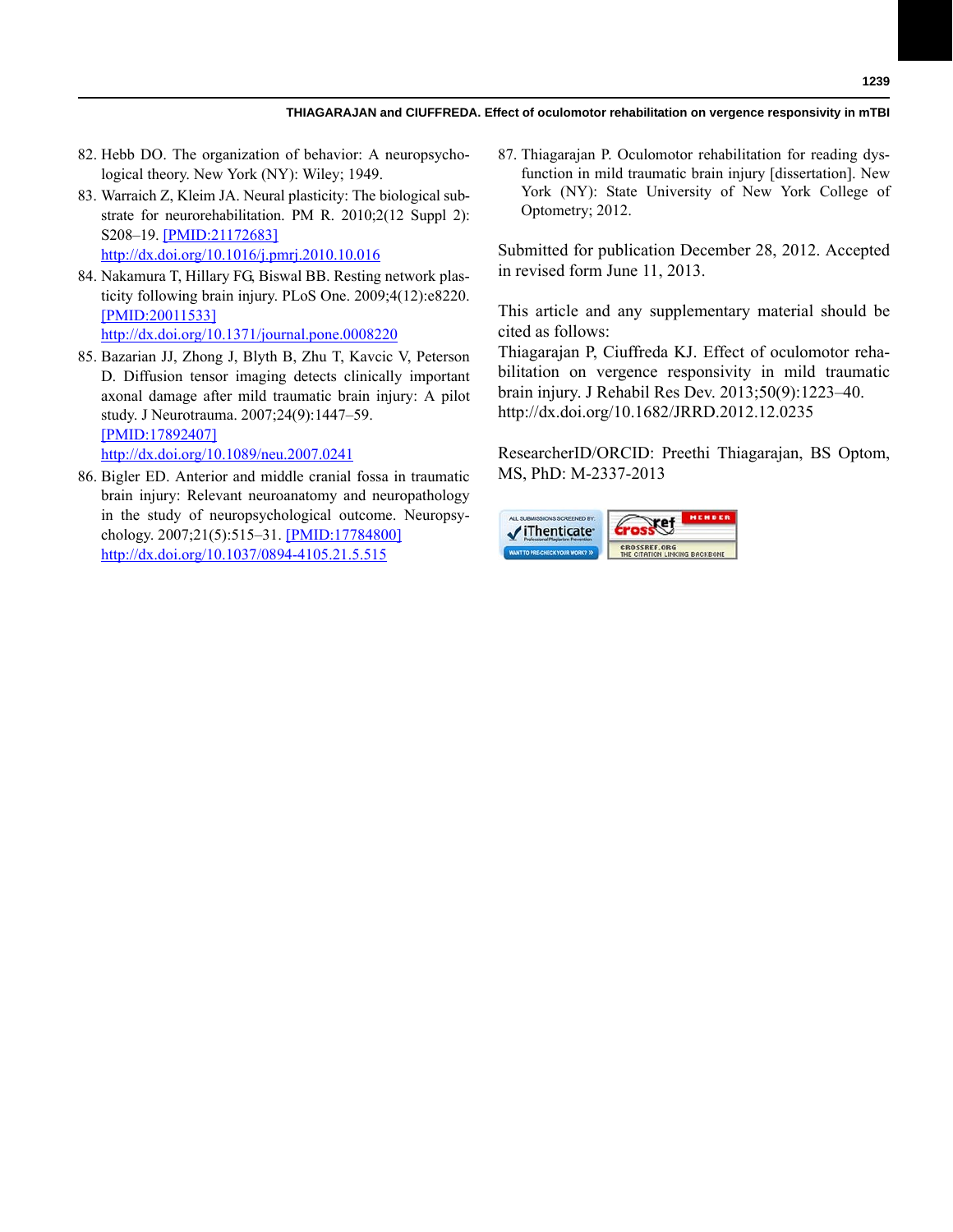82. Hebb DO. The organization of behavior: A neuropsychological theory. New York (NY): Wiley; 1949.
83. Warraich Z, Kleim JA. Neural plasticity: The biological substrate for neurorehabilitation. PM R. 2010;2(12 Suppl 2): S208–19. [PMID:21172683] http://dx.doi.org/10.1016/j.pmrj.2010.10.016
84. Nakamura T, Hillary FG, Biswal BB. Resting network plasticity following brain injury. PLoS One. 2009;4(12):e8220. [PMID:20011533] http://dx.doi.org/10.1371/journal.pone.0008220
85. Bazarian JJ, Zhong J, Blyth B, Zhu T, Kavcic V, Peterson D. Diffusion tensor imaging detects clinically important axonal damage after mild traumatic brain injury: A pilot study. J Neurotrauma. 2007;24(9):1447–59. [PMID:17892407] http://dx.doi.org/10.1089/neu.2007.0241
86. Bigler ED. Anterior and middle cranial fossa in traumatic brain injury: Relevant neuroanatomy and neuropathology in the study of neuropsychological outcome. Neuropsychology. 2007;21(5):515–31. [PMID:17784800] http://dx.doi.org/10.1037/0894-4105.21.5.515
87. Thiagarajan P. Oculomotor rehabilitation for reading dysfunction in mild traumatic brain injury [dissertation]. New York (NY): State University of New York College of Optometry; 2012.

Submitted for publication December 28, 2012. Accepted in revised form June 11, 2013.

This article and any supplementary material should be cited as follows:
Thiagarajan P, Ciuffreda KJ. Effect of oculomotor rehabilitation on vergence responsivity in mild traumatic brain injury. J Rehabil Res Dev. 2013;50(9):1223–40. http://dx.doi.org/10.1682/JRRD.2012.12.0235

ResearcherID/ORCID: Preethi Thiagarajan, BS Optom, MS, PhD: M-2337-2013